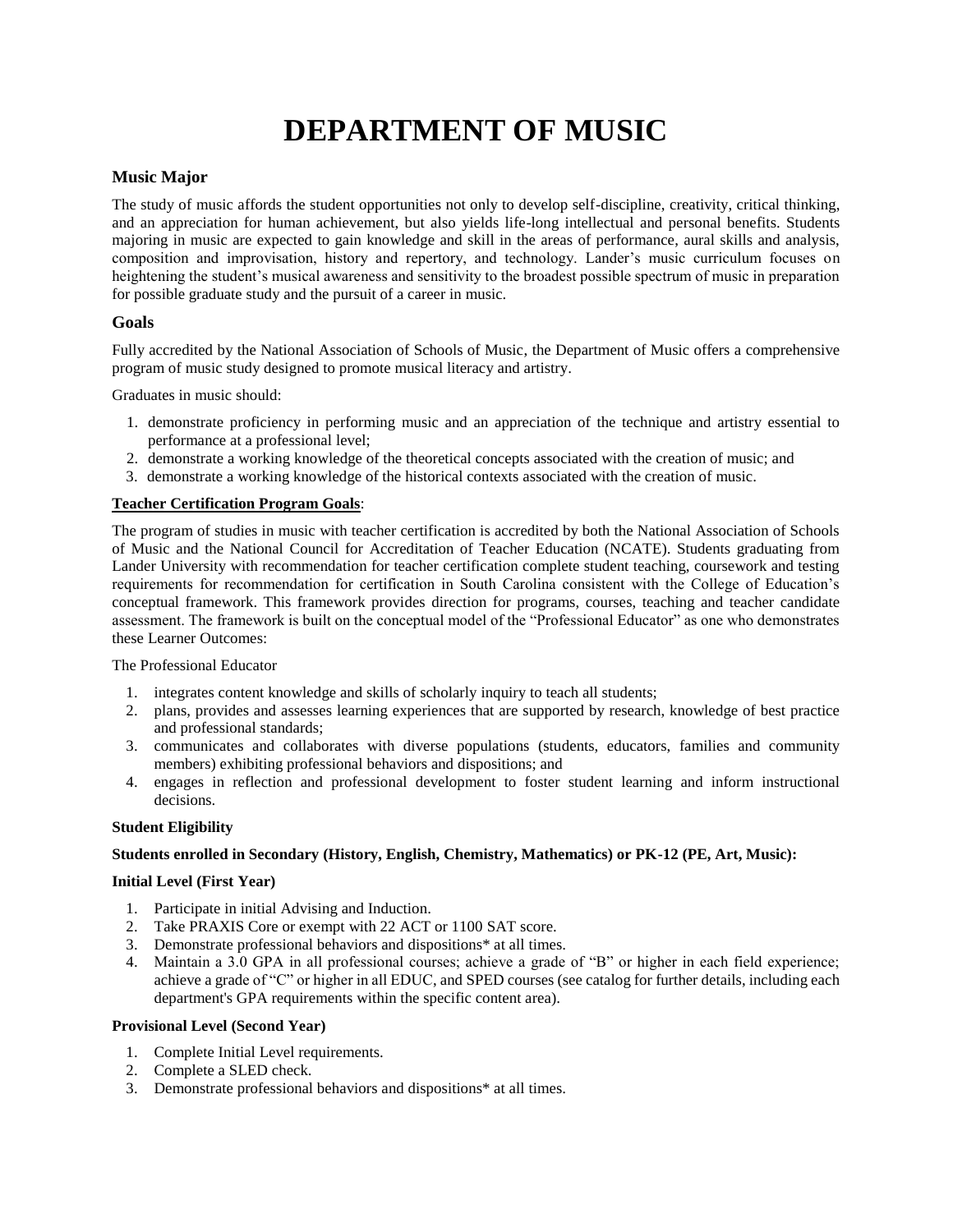# DEPARTMENT OF MUSIC

## Music Major

The study of music affords the student opportunities not only to develop self-discipline, creativity, critical thinking, and an appreciation for human achievement, but also yields life-long intellectual and personal benefits. Students majoring in music are expected to gain knowledge and skill in the areas of performance, aural skills and analysis, composition and improvisation, history and repertory, and technology. Lander's music curriculum focuses on heightening the student's musical awareness and sensitivity to the broadest possible spectrum of music in preparation for possible graduate study and the pursuit of a career in music.

## Goals

Fully accredited by the National Association of Schools of Music, the Department of Music offers a comprehensive program of music study designed to promote musical literacy and artistry.

Graduates in music should:

1. demonstrate proficiency in performing music and an appreciation of the technique and artistry essential to performance at a professional level;
2. demonstrate a working knowledge of the theoretical concepts associated with the creation of music; and
3. demonstrate a working knowledge of the historical contexts associated with the creation of music.

**Teacher Certification Program Goals**:

The program of studies in music with teacher certification is accredited by both the National Association of Schools of Music and the National Council for Accreditation of Teacher Education (NCATE). Students graduating from Lander University with recommendation for teacher certification complete student teaching, coursework and testing requirements for recommendation for certification in South Carolina consistent with the College of Education's conceptual framework. This framework provides direction for programs, courses, teaching and teacher candidate assessment. The framework is built on the conceptual model of the "Professional Educator" as one who demonstrates these Learner Outcomes:

The Professional Educator

1. integrates content knowledge and skills of scholarly inquiry to teach all students;
2. plans, provides and assesses learning experiences that are supported by research, knowledge of best practice and professional standards;
3. communicates and collaborates with diverse populations (students, educators, families and community members) exhibiting professional behaviors and dispositions; and
4. engages in reflection and professional development to foster student learning and inform instructional decisions.

**Student Eligibility**

**Students enrolled in Secondary (History, English, Chemistry, Mathematics) or PK-12 (PE, Art, Music):**

**Initial Level (First Year)**

1. Participate in initial Advising and Induction.
2. Take PRAXIS Core or exempt with 22 ACT or 1100 SAT score.
3. Demonstrate professional behaviors and dispositions* at all times.
4. Maintain a 3.0 GPA in all professional courses; achieve a grade of "B" or higher in each field experience; achieve a grade of "C" or higher in all EDUC, and SPED courses (see catalog for further details, including each department's GPA requirements within the specific content area).

**Provisional Level (Second Year)**

1. Complete Initial Level requirements.
2. Complete a SLED check.
3. Demonstrate professional behaviors and dispositions* at all times.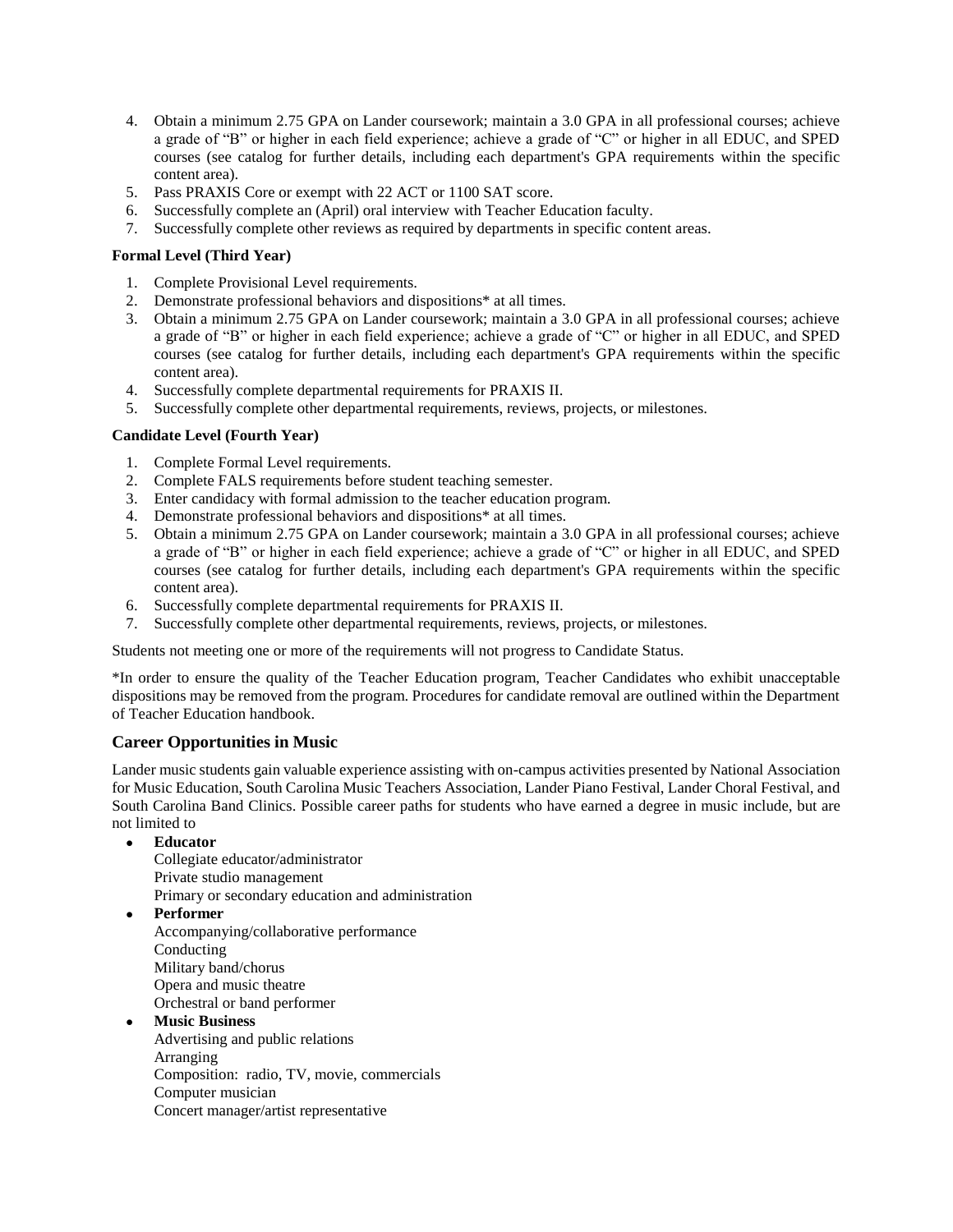4. Obtain a minimum 2.75 GPA on Lander coursework; maintain a 3.0 GPA in all professional courses; achieve a grade of "B" or higher in each field experience; achieve a grade of "C" or higher in all EDUC, and SPED courses (see catalog for further details, including each department's GPA requirements within the specific content area).
5. Pass PRAXIS Core or exempt with 22 ACT or 1100 SAT score.
6. Successfully complete an (April) oral interview with Teacher Education faculty.
7. Successfully complete other reviews as required by departments in specific content areas.

**Formal Level (Third Year)**

1. Complete Provisional Level requirements.
2. Demonstrate professional behaviors and dispositions* at all times.
3. Obtain a minimum 2.75 GPA on Lander coursework; maintain a 3.0 GPA in all professional courses; achieve a grade of "B" or higher in each field experience; achieve a grade of "C" or higher in all EDUC, and SPED courses (see catalog for further details, including each department's GPA requirements within the specific content area).
4. Successfully complete departmental requirements for PRAXIS II.
5. Successfully complete other departmental requirements, reviews, projects, or milestones.

**Candidate Level (Fourth Year)**

1. Complete Formal Level requirements.
2. Complete FALS requirements before student teaching semester.
3. Enter candidacy with formal admission to the teacher education program.
4. Demonstrate professional behaviors and dispositions* at all times.
5. Obtain a minimum 2.75 GPA on Lander coursework; maintain a 3.0 GPA in all professional courses; achieve a grade of "B" or higher in each field experience; achieve a grade of "C" or higher in all EDUC, and SPED courses (see catalog for further details, including each department's GPA requirements within the specific content area).
6. Successfully complete departmental requirements for PRAXIS II.
7. Successfully complete other departmental requirements, reviews, projects, or milestones.

Students not meeting one or more of the requirements will not progress to Candidate Status.

*In order to ensure the quality of the Teacher Education program, Teacher Candidates who exhibit unacceptable dispositions may be removed from the program. Procedures for candidate removal are outlined within the Department of Teacher Education handbook.

## Career Opportunities in Music

Lander music students gain valuable experience assisting with on-campus activities presented by National Association for Music Education, South Carolina Music Teachers Association, Lander Piano Festival, Lander Choral Festival, and South Carolina Band Clinics. Possible career paths for students who have earned a degree in music include, but are not limited to

- **Educator**
  Collegiate educator/administrator
  Private studio management
  Primary or secondary education and administration
- **Performer**
  Accompanying/collaborative performance
  Conducting
  Military band/chorus
  Opera and music theatre
  Orchestral or band performer
- **Music Business**
  Advertising and public relations
  Arranging
  Composition: radio, TV, movie, commercials
  Computer musician
  Concert manager/artist representative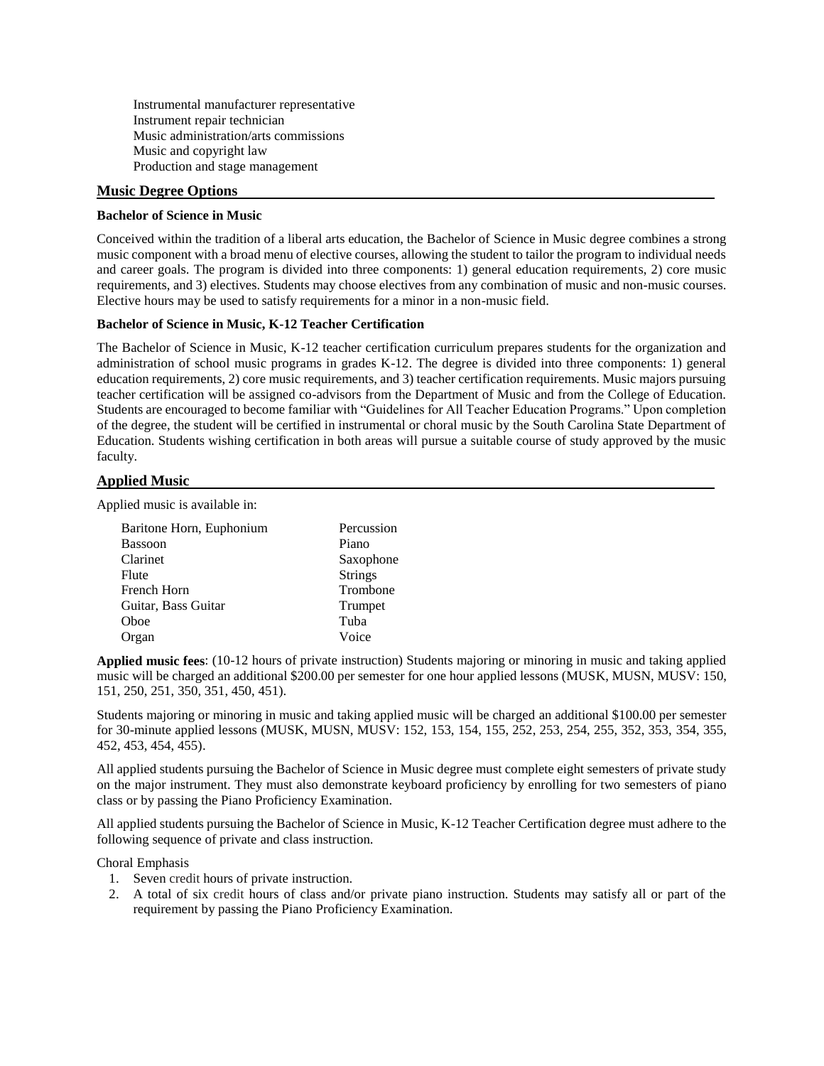Instrumental manufacturer representative
Instrument repair technician
Music administration/arts commissions
Music and copyright law
Production and stage management

## Music Degree Options

### Bachelor of Science in Music

Conceived within the tradition of a liberal arts education, the Bachelor of Science in Music degree combines a strong music component with a broad menu of elective courses, allowing the student to tailor the program to individual needs and career goals. The program is divided into three components: 1) general education requirements, 2) core music requirements, and 3) electives. Students may choose electives from any combination of music and non-music courses. Elective hours may be used to satisfy requirements for a minor in a non-music field.

### Bachelor of Science in Music, K-12 Teacher Certification

The Bachelor of Science in Music, K-12 teacher certification curriculum prepares students for the organization and administration of school music programs in grades K-12. The degree is divided into three components: 1) general education requirements, 2) core music requirements, and 3) teacher certification requirements. Music majors pursuing teacher certification will be assigned co-advisors from the Department of Music and from the College of Education. Students are encouraged to become familiar with "Guidelines for All Teacher Education Programs." Upon completion of the degree, the student will be certified in instrumental or choral music by the South Carolina State Department of Education. Students wishing certification in both areas will pursue a suitable course of study approved by the music faculty.

## Applied Music

Applied music is available in:

| | |
|---|---|
| Baritone Horn, Euphonium | Percussion |
| Bassoon | Piano |
| Clarinet | Saxophone |
| Flute | Strings |
| French Horn | Trombone |
| Guitar, Bass Guitar | Trumpet |
| Oboe | Tuba |
| Organ | Voice |

**Applied music fees**: (10-12 hours of private instruction) Students majoring or minoring in music and taking applied music will be charged an additional $200.00 per semester for one hour applied lessons (MUSK, MUSN, MUSV: 150, 151, 250, 251, 350, 351, 450, 451).

Students majoring or minoring in music and taking applied music will be charged an additional $100.00 per semester for 30-minute applied lessons (MUSK, MUSN, MUSV: 152, 153, 154, 155, 252, 253, 254, 255, 352, 353, 354, 355, 452, 453, 454, 455).

All applied students pursuing the Bachelor of Science in Music degree must complete eight semesters of private study on the major instrument. They must also demonstrate keyboard proficiency by enrolling for two semesters of piano class or by passing the Piano Proficiency Examination.

All applied students pursuing the Bachelor of Science in Music, K-12 Teacher Certification degree must adhere to the following sequence of private and class instruction.

Choral Emphasis

1. Seven credit hours of private instruction.
2. A total of six credit hours of class and/or private piano instruction. Students may satisfy all or part of the requirement by passing the Piano Proficiency Examination.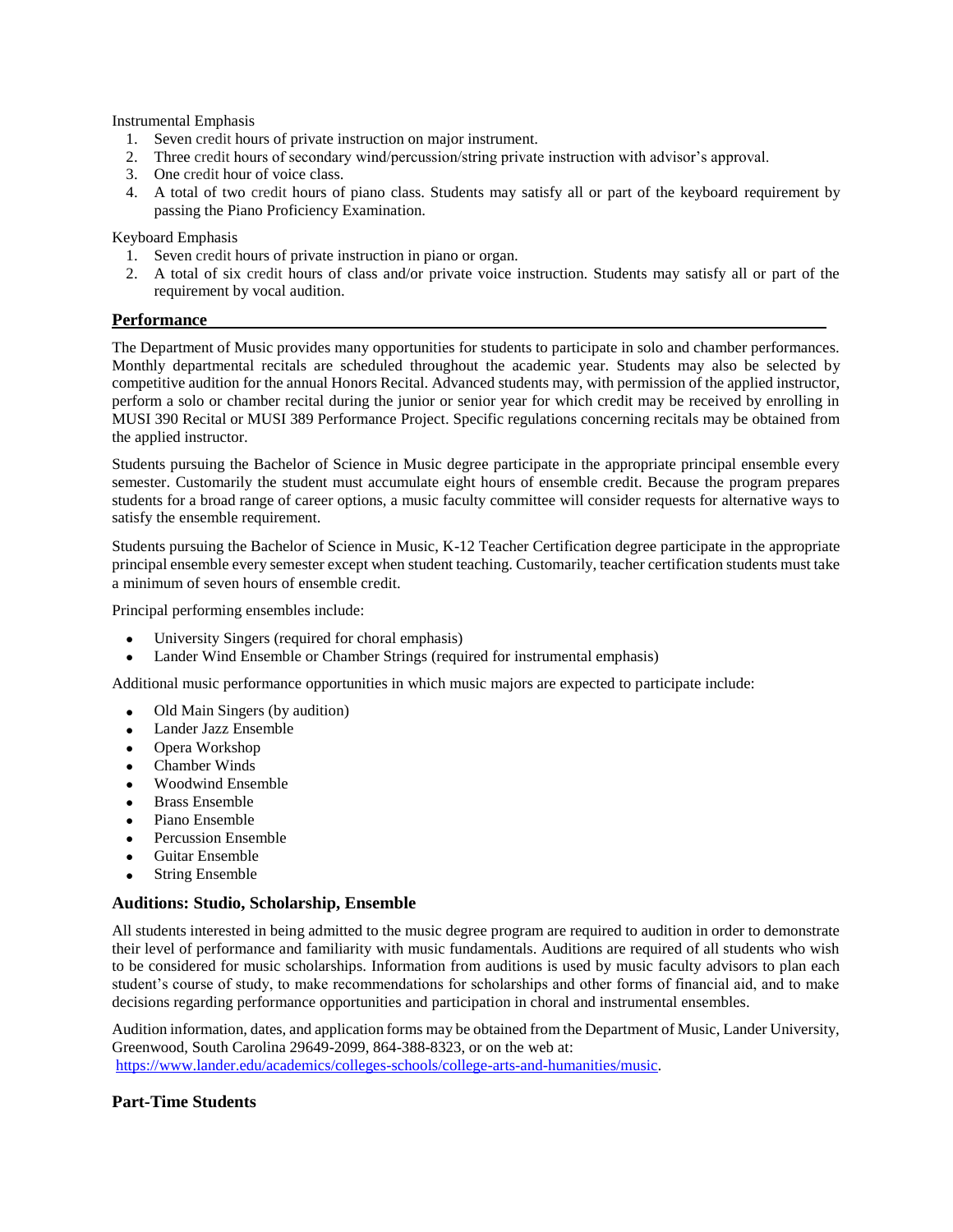Instrumental Emphasis

1. Seven credit hours of private instruction on major instrument.
2. Three credit hours of secondary wind/percussion/string private instruction with advisor's approval.
3. One credit hour of voice class.
4. A total of two credit hours of piano class. Students may satisfy all or part of the keyboard requirement by passing the Piano Proficiency Examination.

Keyboard Emphasis

1. Seven credit hours of private instruction in piano or organ.
2. A total of six credit hours of class and/or private voice instruction. Students may satisfy all or part of the requirement by vocal audition.

## Performance

The Department of Music provides many opportunities for students to participate in solo and chamber performances. Monthly departmental recitals are scheduled throughout the academic year. Students may also be selected by competitive audition for the annual Honors Recital. Advanced students may, with permission of the applied instructor, perform a solo or chamber recital during the junior or senior year for which credit may be received by enrolling in MUSI 390 Recital or MUSI 389 Performance Project. Specific regulations concerning recitals may be obtained from the applied instructor.

Students pursuing the Bachelor of Science in Music degree participate in the appropriate principal ensemble every semester. Customarily the student must accumulate eight hours of ensemble credit. Because the program prepares students for a broad range of career options, a music faculty committee will consider requests for alternative ways to satisfy the ensemble requirement.

Students pursuing the Bachelor of Science in Music, K-12 Teacher Certification degree participate in the appropriate principal ensemble every semester except when student teaching. Customarily, teacher certification students must take a minimum of seven hours of ensemble credit.

Principal performing ensembles include:

- University Singers (required for choral emphasis)
- Lander Wind Ensemble or Chamber Strings (required for instrumental emphasis)

Additional music performance opportunities in which music majors are expected to participate include:

- Old Main Singers (by audition)
- Lander Jazz Ensemble
- Opera Workshop
- Chamber Winds
- Woodwind Ensemble
- Brass Ensemble
- Piano Ensemble
- Percussion Ensemble
- Guitar Ensemble
- String Ensemble

## Auditions: Studio, Scholarship, Ensemble

All students interested in being admitted to the music degree program are required to audition in order to demonstrate their level of performance and familiarity with music fundamentals. Auditions are required of all students who wish to be considered for music scholarships. Information from auditions is used by music faculty advisors to plan each student's course of study, to make recommendations for scholarships and other forms of financial aid, and to make decisions regarding performance opportunities and participation in choral and instrumental ensembles.

Audition information, dates, and application forms may be obtained from the Department of Music, Lander University, Greenwood, South Carolina 29649-2099, 864-388-8323, or on the web at:
https://www.lander.edu/academics/colleges-schools/college-arts-and-humanities/music.

## Part-Time Students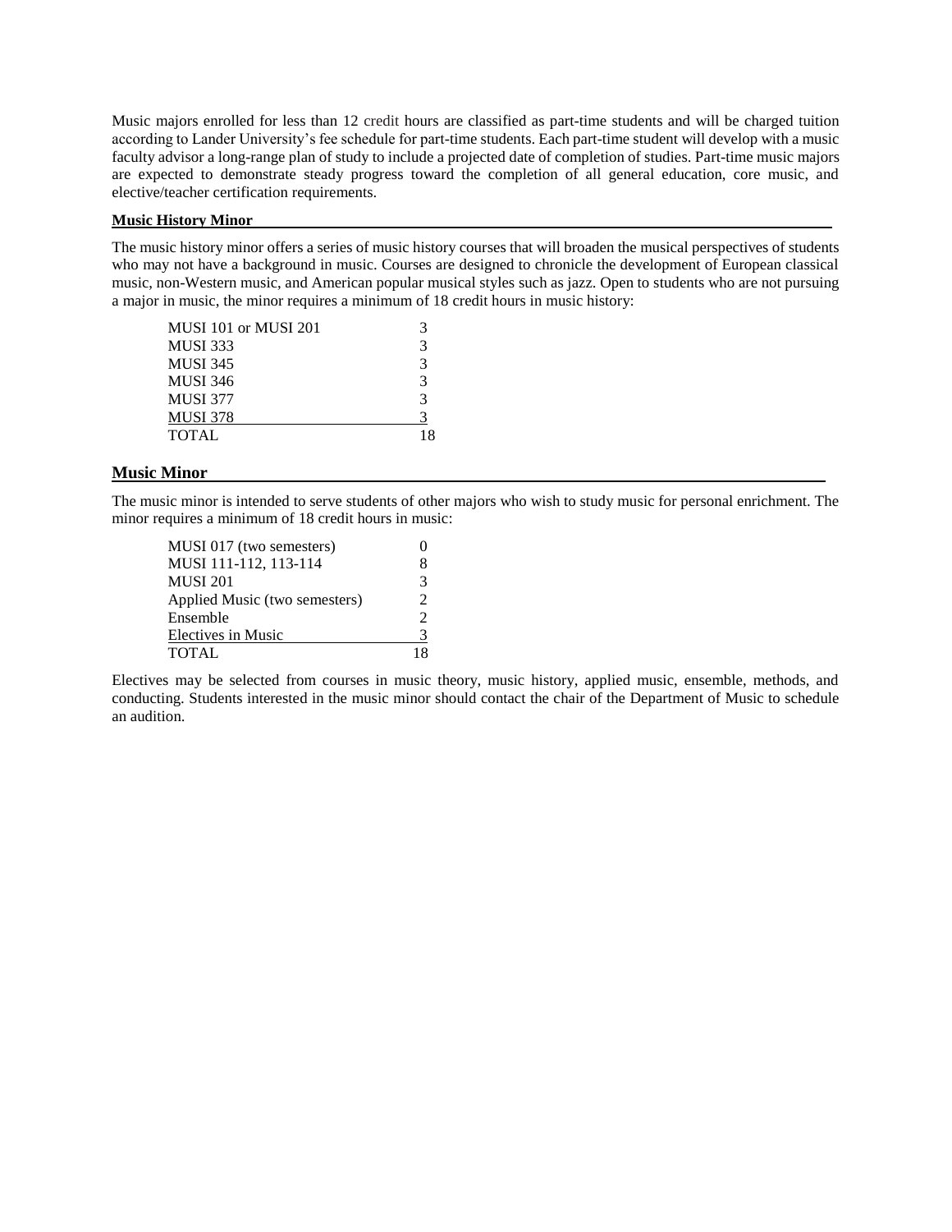Music majors enrolled for less than 12 credit hours are classified as part-time students and will be charged tuition according to Lander University's fee schedule for part-time students. Each part-time student will develop with a music faculty advisor a long-range plan of study to include a projected date of completion of studies. Part-time music majors are expected to demonstrate steady progress toward the completion of all general education, core music, and elective/teacher certification requirements.

### Music History Minor

The music history minor offers a series of music history courses that will broaden the musical perspectives of students who may not have a background in music. Courses are designed to chronicle the development of European classical music, non-Western music, and American popular musical styles such as jazz. Open to students who are not pursuing a major in music, the minor requires a minimum of 18 credit hours in music history:

| Course | Hours |
|---|---|
| MUSI 101 or MUSI 201 | 3 |
| MUSI 333 | 3 |
| MUSI 345 | 3 |
| MUSI 346 | 3 |
| MUSI 377 | 3 |
| MUSI 378 | 3 |
| TOTAL | 18 |

## Music Minor

The music minor is intended to serve students of other majors who wish to study music for personal enrichment. The minor requires a minimum of 18 credit hours in music:

| Course | Hours |
|---|---|
| MUSI 017 (two semesters) | 0 |
| MUSI 111-112, 113-114 | 8 |
| MUSI 201 | 3 |
| Applied Music (two semesters) | 2 |
| Ensemble | 2 |
| Electives in Music | 3 |
| TOTAL | 18 |

Electives may be selected from courses in music theory, music history, applied music, ensemble, methods, and conducting. Students interested in the music minor should contact the chair of the Department of Music to schedule an audition.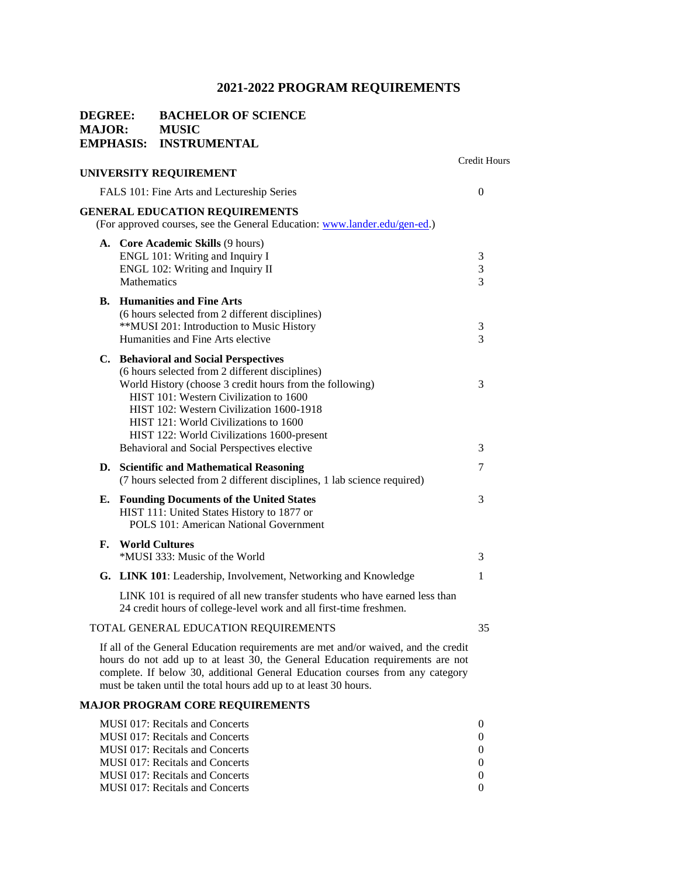# 2021-2022 PROGRAM REQUIREMENTS

**DEGREE:** BACHELOR OF SCIENCE
**MAJOR:** MUSIC
**EMPHASIS:** INSTRUMENTAL

| | Credit Hours |
|---|---|
| **UNIVERSITY REQUIREMENT** | |
| FALS 101: Fine Arts and Lectureship Series | 0 |
| **GENERAL EDUCATION REQUIREMENTS** | |
| (For approved courses, see the General Education: www.lander.edu/gen-ed.) | |
| **A. Core Academic Skills** (9 hours) | |
| ENGL 101: Writing and Inquiry I | 3 |
| ENGL 102: Writing and Inquiry II | 3 |
| Mathematics | 3 |
| **B. Humanities and Fine Arts** | |
| (6 hours selected from 2 different disciplines) | |
| **MUSI 201: Introduction to Music History | 3 |
| Humanities and Fine Arts elective | 3 |
| **C. Behavioral and Social Perspectives** | |
| (6 hours selected from 2 different disciplines) | |
| World History (choose 3 credit hours from the following) | 3 |
| HIST 101: Western Civilization to 1600 | |
| HIST 102: Western Civilization 1600-1918 | |
| HIST 121: World Civilizations to 1600 | |
| HIST 122: World Civilizations 1600-present | |
| Behavioral and Social Perspectives elective | 3 |
| **D. Scientific and Mathematical Reasoning** | 7 |
| (7 hours selected from 2 different disciplines, 1 lab science required) | |
| **E. Founding Documents of the United States** | 3 |
| HIST 111: United States History to 1877 or POLS 101: American National Government | |
| **F. World Cultures** | |
| *MUSI 333: Music of the World | 3 |
| **G. LINK 101**: Leadership, Involvement, Networking and Knowledge | 1 |
| LINK 101 is required of all new transfer students who have earned less than 24 credit hours of college-level work and all first-time freshmen. | |
| TOTAL GENERAL EDUCATION REQUIREMENTS | 35 |

If all of the General Education requirements are met and/or waived, and the credit hours do not add up to at least 30, the General Education requirements are not complete. If below 30, additional General Education courses from any category must be taken until the total hours add up to at least 30 hours.

**MAJOR PROGRAM CORE REQUIREMENTS**

| | |
|---|---|
| MUSI 017: Recitals and Concerts | 0 |
| MUSI 017: Recitals and Concerts | 0 |
| MUSI 017: Recitals and Concerts | 0 |
| MUSI 017: Recitals and Concerts | 0 |
| MUSI 017: Recitals and Concerts | 0 |
| MUSI 017: Recitals and Concerts | 0 |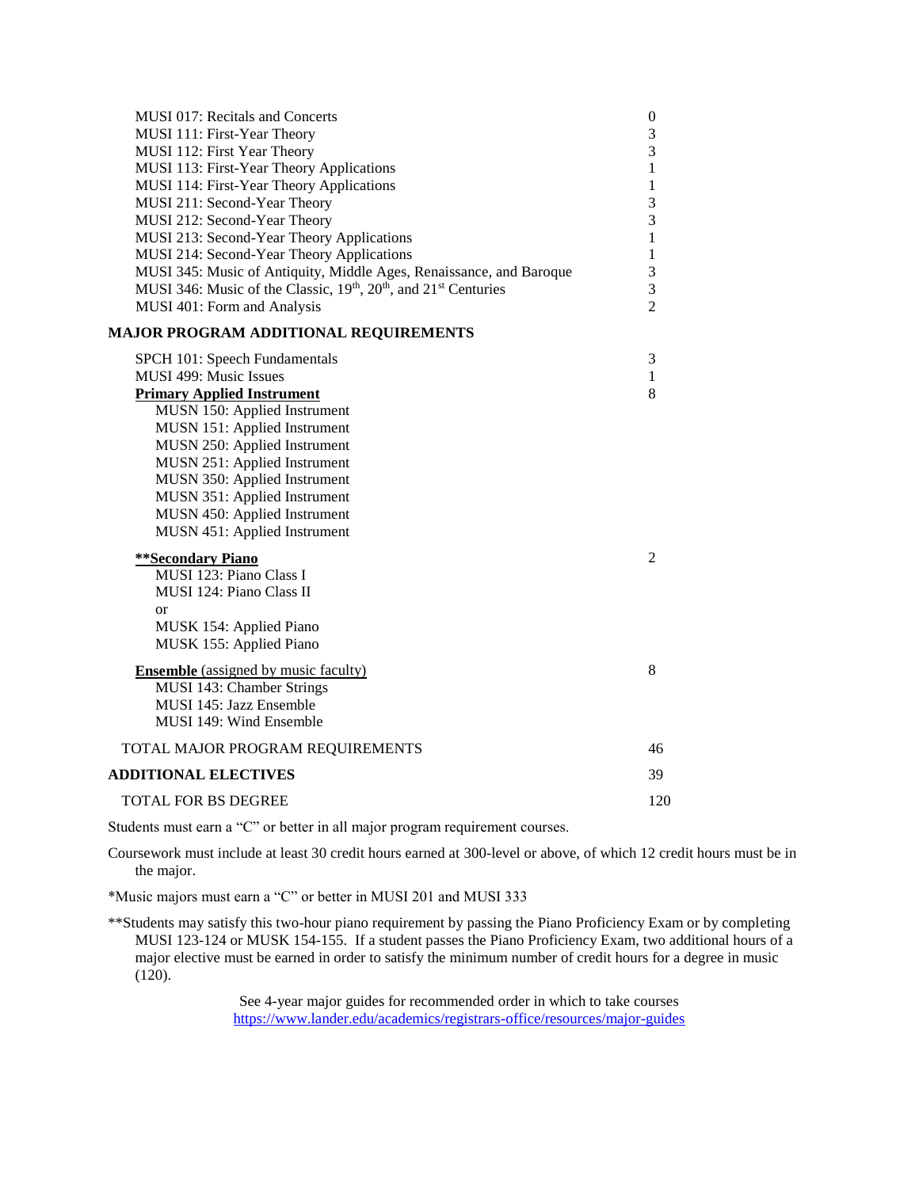| Course | Hours |
|---|---|
| MUSI 017: Recitals and Concerts | 0 |
| MUSI 111: First-Year Theory | 3 |
| MUSI 112: First Year Theory | 3 |
| MUSI 113: First-Year Theory Applications | 1 |
| MUSI 114: First-Year Theory Applications | 1 |
| MUSI 211: Second-Year Theory | 3 |
| MUSI 212: Second-Year Theory | 3 |
| MUSI 213: Second-Year Theory Applications | 1 |
| MUSI 214: Second-Year Theory Applications | 1 |
| MUSI 345: Music of Antiquity, Middle Ages, Renaissance, and Baroque | 3 |
| MUSI 346: Music of the Classic, 19th, 20th, and 21st Centuries | 3 |
| MUSI 401: Form and Analysis | 2 |

**MAJOR PROGRAM ADDITIONAL REQUIREMENTS**

| Course | Hours |
|---|---|
| SPCH 101: Speech Fundamentals | 3 |
| MUSI 499: Music Issues | 1 |
| **Primary Applied Instrument** | 8 |
| MUSN 150: Applied Instrument | |
| MUSN 151: Applied Instrument | |
| MUSN 250: Applied Instrument | |
| MUSN 251: Applied Instrument | |
| MUSN 350: Applied Instrument | |
| MUSN 351: Applied Instrument | |
| MUSN 450: Applied Instrument | |
| MUSN 451: Applied Instrument | |
| **\*\*Secondary Piano** | 2 |
| MUSI 123: Piano Class I | |
| MUSI 124: Piano Class II | |
| or | |
| MUSK 154: Applied Piano | |
| MUSK 155: Applied Piano | |
| **Ensemble** (assigned by music faculty) | 8 |
| MUSI 143: Chamber Strings | |
| MUSI 145: Jazz Ensemble | |
| MUSI 149: Wind Ensemble | |
| TOTAL MAJOR PROGRAM REQUIREMENTS | 46 |
| **ADDITIONAL ELECTIVES** | 39 |
| TOTAL FOR BS DEGREE | 120 |

Students must earn a "C" or better in all major program requirement courses.

Coursework must include at least 30 credit hours earned at 300-level or above, of which 12 credit hours must be in the major.

*Music majors must earn a "C" or better in MUSI 201 and MUSI 333

**Students may satisfy this two-hour piano requirement by passing the Piano Proficiency Exam or by completing MUSI 123-124 or MUSK 154-155. If a student passes the Piano Proficiency Exam, two additional hours of a major elective must be earned in order to satisfy the minimum number of credit hours for a degree in music (120).

See 4-year major guides for recommended order in which to take courses
https://www.lander.edu/academics/registrars-office/resources/major-guides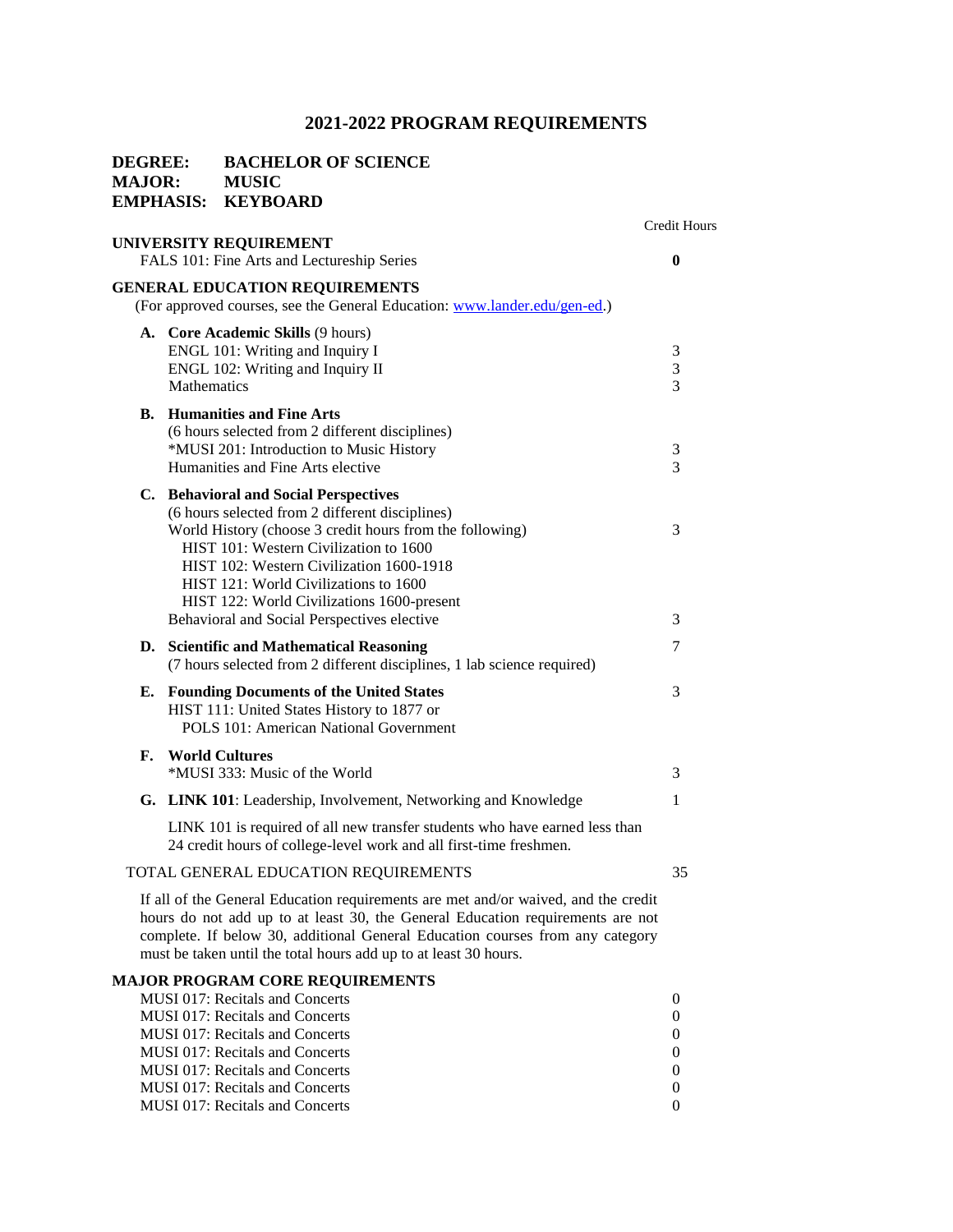# 2021-2022 PROGRAM REQUIREMENTS

**DEGREE:** BACHELOR OF SCIENCE
**MAJOR:** MUSIC
**EMPHASIS:** KEYBOARD

| | Credit Hours |
|---|---|
| **UNIVERSITY REQUIREMENT** | |
| FALS 101: Fine Arts and Lectureship Series | **0** |
| **GENERAL EDUCATION REQUIREMENTS** | |
| (For approved courses, see the General Education: [www.lander.edu/gen-ed](http://www.lander.edu/gen-ed).) | |
| **A. Core Academic Skills** (9 hours) | |
| ENGL 101: Writing and Inquiry I | 3 |
| ENGL 102: Writing and Inquiry II | 3 |
| Mathematics | 3 |
| **B. Humanities and Fine Arts** | |
| (6 hours selected from 2 different disciplines) | |
| *MUSI 201: Introduction to Music History | 3 |
| Humanities and Fine Arts elective | 3 |
| **C. Behavioral and Social Perspectives** | |
| (6 hours selected from 2 different disciplines) | |
| World History (choose 3 credit hours from the following) | 3 |
| HIST 101: Western Civilization to 1600 | |
| HIST 102: Western Civilization 1600-1918 | |
| HIST 121: World Civilizations to 1600 | |
| HIST 122: World Civilizations 1600-present | |
| Behavioral and Social Perspectives elective | 3 |
| **D. Scientific and Mathematical Reasoning** | 7 |
| (7 hours selected from 2 different disciplines, 1 lab science required) | |
| **E. Founding Documents of the United States** | 3 |
| HIST 111: United States History to 1877 or | |
| POLS 101: American National Government | |
| **F. World Cultures** | |
| *MUSI 333: Music of the World | 3 |
| **G. LINK 101**: Leadership, Involvement, Networking and Knowledge | 1 |
| LINK 101 is required of all new transfer students who have earned less than 24 credit hours of college-level work and all first-time freshmen. | |
| TOTAL GENERAL EDUCATION REQUIREMENTS | 35 |

If all of the General Education requirements are met and/or waived, and the credit hours do not add up to at least 30, the General Education requirements are not complete. If below 30, additional General Education courses from any category must be taken until the total hours add up to at least 30 hours.

| **MAJOR PROGRAM CORE REQUIREMENTS** | |
|---|---|
| MUSI 017: Recitals and Concerts | 0 |
| MUSI 017: Recitals and Concerts | 0 |
| MUSI 017: Recitals and Concerts | 0 |
| MUSI 017: Recitals and Concerts | 0 |
| MUSI 017: Recitals and Concerts | 0 |
| MUSI 017: Recitals and Concerts | 0 |
| MUSI 017: Recitals and Concerts | 0 |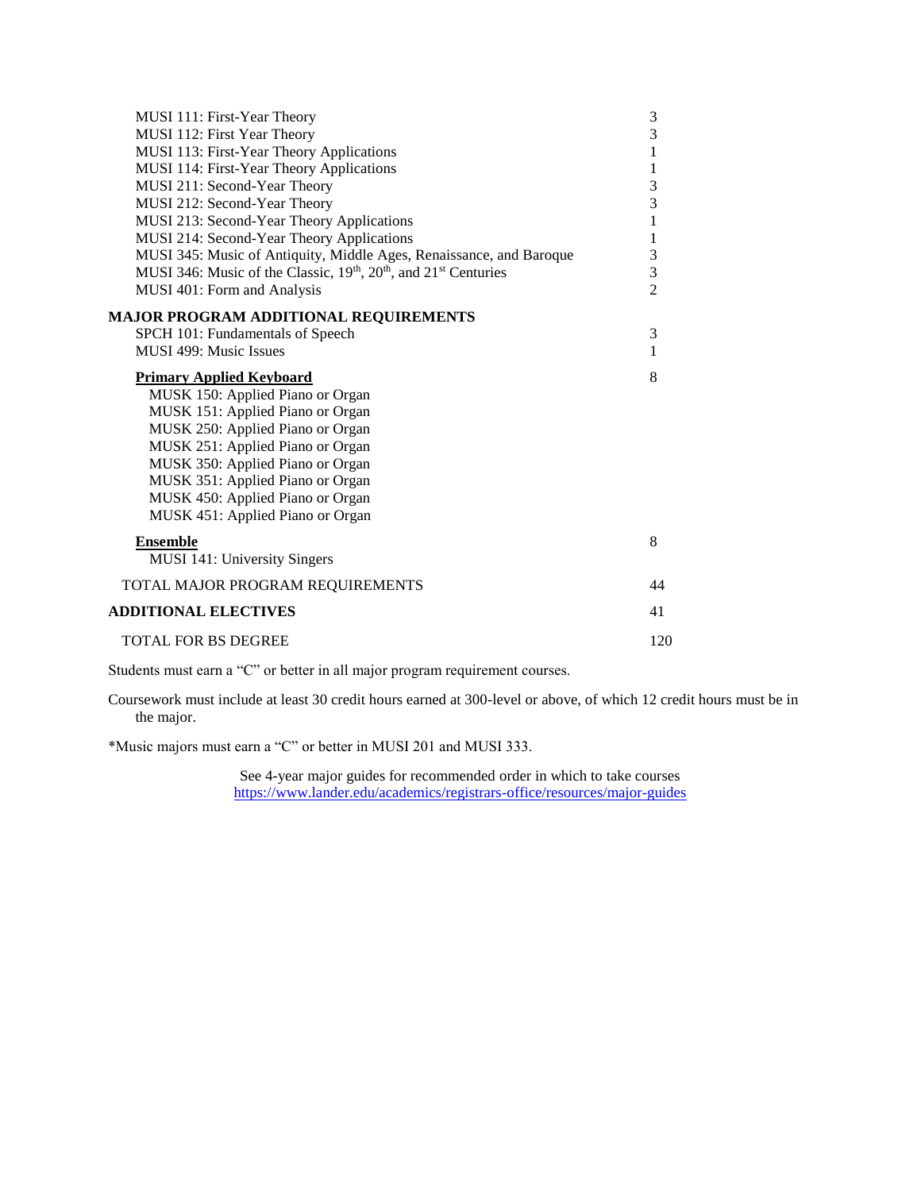| | |
|---|---|
| MUSI 111: First-Year Theory | 3 |
| MUSI 112: First Year Theory | 3 |
| MUSI 113: First-Year Theory Applications | 1 |
| MUSI 114: First-Year Theory Applications | 1 |
| MUSI 211: Second-Year Theory | 3 |
| MUSI 212: Second-Year Theory | 3 |
| MUSI 213: Second-Year Theory Applications | 1 |
| MUSI 214: Second-Year Theory Applications | 1 |
| MUSI 345: Music of Antiquity, Middle Ages, Renaissance, and Baroque | 3 |
| MUSI 346: Music of the Classic, 19th, 20th, and 21st Centuries | 3 |
| MUSI 401: Form and Analysis | 2 |
| **MAJOR PROGRAM ADDITIONAL REQUIREMENTS** | |
| SPCH 101: Fundamentals of Speech | 3 |
| MUSI 499: Music Issues | 1 |
| **Primary Applied Keyboard** | 8 |
| MUSK 150: Applied Piano or Organ | |
| MUSK 151: Applied Piano or Organ | |
| MUSK 250: Applied Piano or Organ | |
| MUSK 251: Applied Piano or Organ | |
| MUSK 350: Applied Piano or Organ | |
| MUSK 351: Applied Piano or Organ | |
| MUSK 450: Applied Piano or Organ | |
| MUSK 451: Applied Piano or Organ | |
| **Ensemble** | 8 |
| MUSI 141: University Singers | |
| TOTAL MAJOR PROGRAM REQUIREMENTS | 44 |
| **ADDITIONAL ELECTIVES** | 41 |
| TOTAL FOR BS DEGREE | 120 |

Students must earn a "C" or better in all major program requirement courses.

Coursework must include at least 30 credit hours earned at 300-level or above, of which 12 credit hours must be in the major.

*Music majors must earn a "C" or better in MUSI 201 and MUSI 333.

See 4-year major guides for recommended order in which to take courses
https://www.lander.edu/academics/registrars-office/resources/major-guides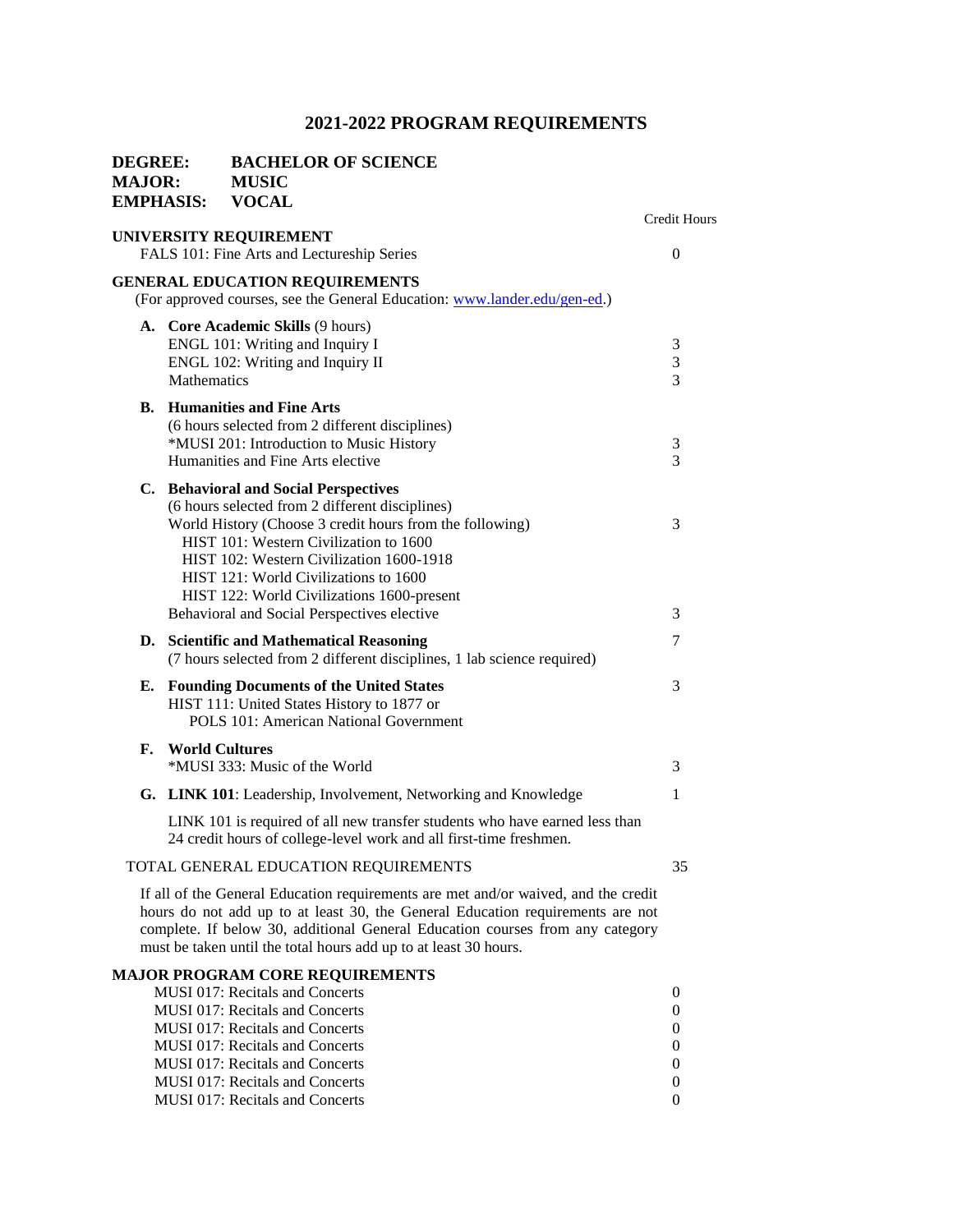# 2021-2022 PROGRAM REQUIREMENTS

**DEGREE:** **BACHELOR OF SCIENCE**
**MAJOR:** **MUSIC**
**EMPHASIS:** **VOCAL**

| | Credit Hours |
|---|---|
| **UNIVERSITY REQUIREMENT** | |
| FALS 101: Fine Arts and Lectureship Series | 0 |
| **GENERAL EDUCATION REQUIREMENTS** | |
| (For approved courses, see the General Education: www.lander.edu/gen-ed.) | |
| **A. Core Academic Skills** (9 hours) | |
| ENGL 101: Writing and Inquiry I | 3 |
| ENGL 102: Writing and Inquiry II | 3 |
| Mathematics | 3 |
| **B. Humanities and Fine Arts** | |
| (6 hours selected from 2 different disciplines) | |
| *MUSI 201: Introduction to Music History | 3 |
| Humanities and Fine Arts elective | 3 |
| **C. Behavioral and Social Perspectives** | |
| (6 hours selected from 2 different disciplines) | |
| World History (Choose 3 credit hours from the following) | 3 |
| HIST 101: Western Civilization to 1600 | |
| HIST 102: Western Civilization 1600-1918 | |
| HIST 121: World Civilizations to 1600 | |
| HIST 122: World Civilizations 1600-present | |
| Behavioral and Social Perspectives elective | 3 |
| **D. Scientific and Mathematical Reasoning** | 7 |
| (7 hours selected from 2 different disciplines, 1 lab science required) | |
| **E. Founding Documents of the United States** | 3 |
| HIST 111: United States History to 1877 or POLS 101: American National Government | |
| **F. World Cultures** | |
| *MUSI 333: Music of the World | 3 |
| **G. LINK 101**: Leadership, Involvement, Networking and Knowledge | 1 |
| LINK 101 is required of all new transfer students who have earned less than 24 credit hours of college-level work and all first-time freshmen. | |
| TOTAL GENERAL EDUCATION REQUIREMENTS | 35 |

If all of the General Education requirements are met and/or waived, and the credit hours do not add up to at least 30, the General Education requirements are not complete. If below 30, additional General Education courses from any category must be taken until the total hours add up to at least 30 hours.

| **MAJOR PROGRAM CORE REQUIREMENTS** | |
|---|---|
| MUSI 017: Recitals and Concerts | 0 |
| MUSI 017: Recitals and Concerts | 0 |
| MUSI 017: Recitals and Concerts | 0 |
| MUSI 017: Recitals and Concerts | 0 |
| MUSI 017: Recitals and Concerts | 0 |
| MUSI 017: Recitals and Concerts | 0 |
| MUSI 017: Recitals and Concerts | 0 |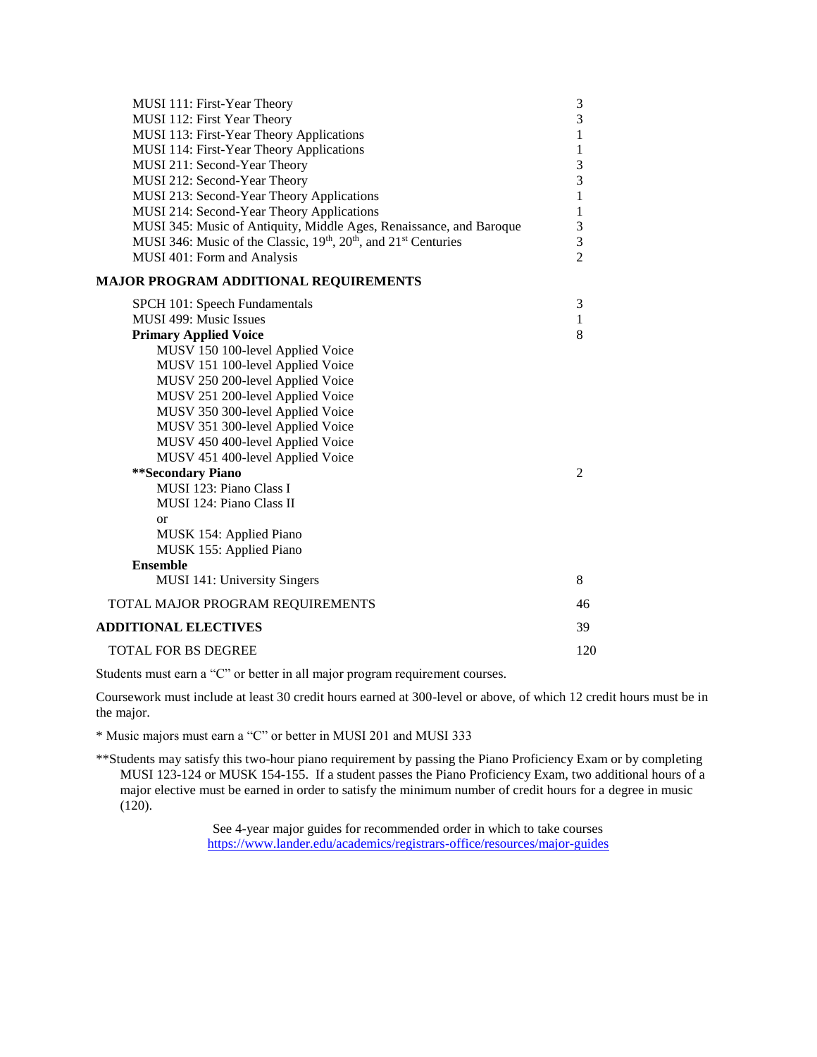| Course | Credits |
|---|---|
| MUSI 111: First-Year Theory | 3 |
| MUSI 112: First Year Theory | 3 |
| MUSI 113: First-Year Theory Applications | 1 |
| MUSI 114: First-Year Theory Applications | 1 |
| MUSI 211: Second-Year Theory | 3 |
| MUSI 212: Second-Year Theory | 3 |
| MUSI 213: Second-Year Theory Applications | 1 |
| MUSI 214: Second-Year Theory Applications | 1 |
| MUSI 345: Music of Antiquity, Middle Ages, Renaissance, and Baroque | 3 |
| MUSI 346: Music of the Classic, 19th, 20th, and 21st Centuries | 3 |
| MUSI 401: Form and Analysis | 2 |

## MAJOR PROGRAM ADDITIONAL REQUIREMENTS

| Course | Credits |
|---|---|
| SPCH 101: Speech Fundamentals | 3 |
| MUSI 499: Music Issues | 1 |
| **Primary Applied Voice** | 8 |
| MUSV 150 100-level Applied Voice | |
| MUSV 151 100-level Applied Voice | |
| MUSV 250 200-level Applied Voice | |
| MUSV 251 200-level Applied Voice | |
| MUSV 350 300-level Applied Voice | |
| MUSV 351 300-level Applied Voice | |
| MUSV 450 400-level Applied Voice | |
| MUSV 451 400-level Applied Voice | |
| **\*\*Secondary Piano** | 2 |
| MUSI 123: Piano Class I | |
| MUSI 124: Piano Class II | |
| or | |
| MUSK 154: Applied Piano | |
| MUSK 155: Applied Piano | |
| **Ensemble** | |
| MUSI 141: University Singers | 8 |
| TOTAL MAJOR PROGRAM REQUIREMENTS | 46 |
| **ADDITIONAL ELECTIVES** | 39 |
| TOTAL FOR BS DEGREE | 120 |

Students must earn a "C" or better in all major program requirement courses.

Coursework must include at least 30 credit hours earned at 300-level or above, of which 12 credit hours must be in the major.

* Music majors must earn a "C" or better in MUSI 201 and MUSI 333

**Students may satisfy this two-hour piano requirement by passing the Piano Proficiency Exam or by completing MUSI 123-124 or MUSK 154-155. If a student passes the Piano Proficiency Exam, two additional hours of a major elective must be earned in order to satisfy the minimum number of credit hours for a degree in music (120).

See 4-year major guides for recommended order in which to take courses
https://www.lander.edu/academics/registrars-office/resources/major-guides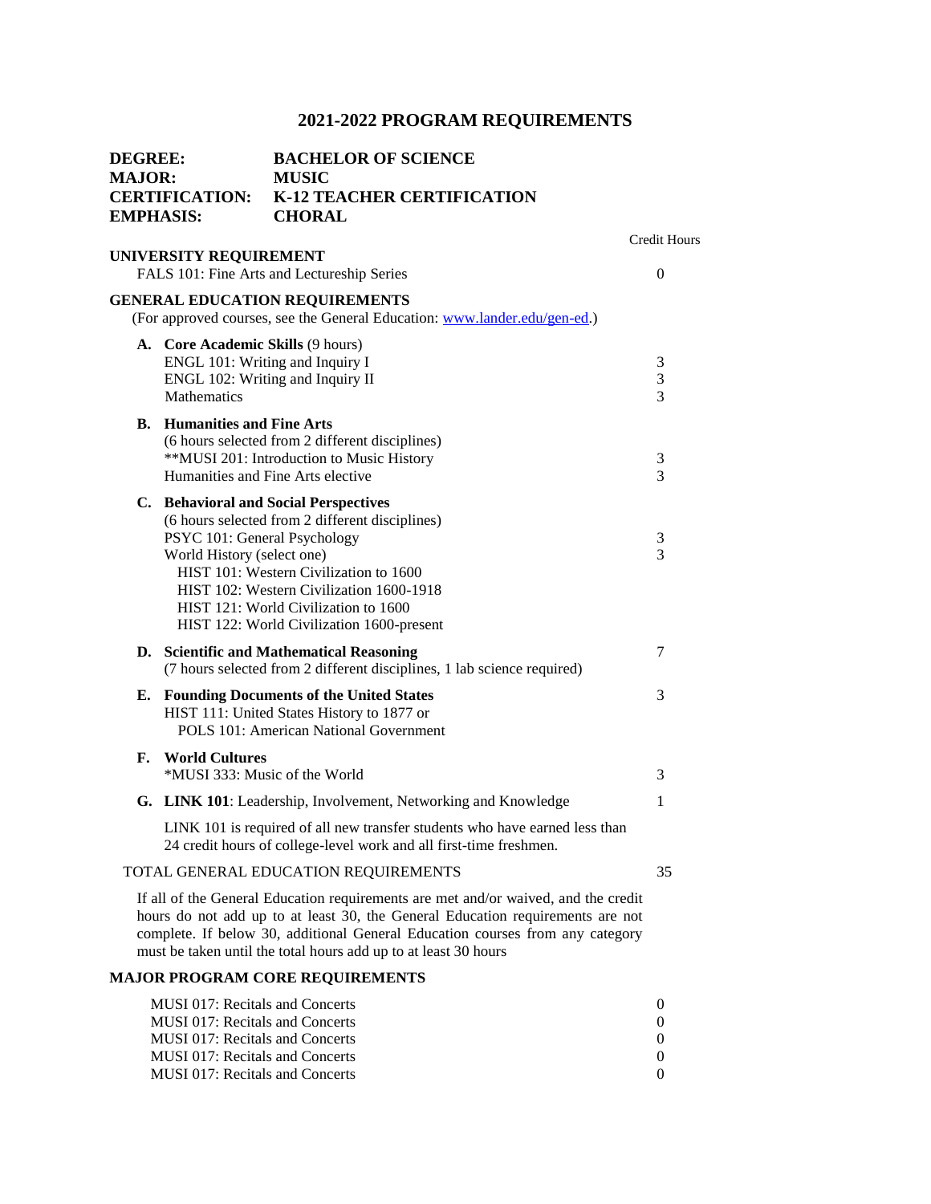# 2021-2022 PROGRAM REQUIREMENTS

**DEGREE:** BACHELOR OF SCIENCE
**MAJOR:** MUSIC
**CERTIFICATION:** K-12 TEACHER CERTIFICATION
**EMPHASIS:** CHORAL

| | Credit Hours |
|---|---|
| **UNIVERSITY REQUIREMENT** | |
| FALS 101: Fine Arts and Lectureship Series | 0 |
| **GENERAL EDUCATION REQUIREMENTS** | |
| (For approved courses, see the General Education: www.lander.edu/gen-ed.) | |
| **A. Core Academic Skills** (9 hours) | |
| ENGL 101: Writing and Inquiry I | 3 |
| ENGL 102: Writing and Inquiry II | 3 |
| Mathematics | 3 |
| **B. Humanities and Fine Arts** | |
| (6 hours selected from 2 different disciplines) | |
| **MUSI 201: Introduction to Music History | 3 |
| Humanities and Fine Arts elective | 3 |
| **C. Behavioral and Social Perspectives** | |
| (6 hours selected from 2 different disciplines) | |
| PSYC 101: General Psychology | 3 |
| World History (select one) | 3 |
| HIST 101: Western Civilization to 1600 | |
| HIST 102: Western Civilization 1600-1918 | |
| HIST 121: World Civilization to 1600 | |
| HIST 122: World Civilization 1600-present | |
| **D. Scientific and Mathematical Reasoning** | 7 |
| (7 hours selected from 2 different disciplines, 1 lab science required) | |
| **E. Founding Documents of the United States** | 3 |
| HIST 111: United States History to 1877 or | |
| POLS 101: American National Government | |
| **F. World Cultures** | |
| *MUSI 333: Music of the World | 3 |
| **G. LINK 101**: Leadership, Involvement, Networking and Knowledge | 1 |
| LINK 101 is required of all new transfer students who have earned less than 24 credit hours of college-level work and all first-time freshmen. | |
| TOTAL GENERAL EDUCATION REQUIREMENTS | 35 |

If all of the General Education requirements are met and/or waived, and the credit hours do not add up to at least 30, the General Education requirements are not complete. If below 30, additional General Education courses from any category must be taken until the total hours add up to at least 30 hours

**MAJOR PROGRAM CORE REQUIREMENTS**

| | |
|---|---|
| MUSI 017: Recitals and Concerts | 0 |
| MUSI 017: Recitals and Concerts | 0 |
| MUSI 017: Recitals and Concerts | 0 |
| MUSI 017: Recitals and Concerts | 0 |
| MUSI 017: Recitals and Concerts | 0 |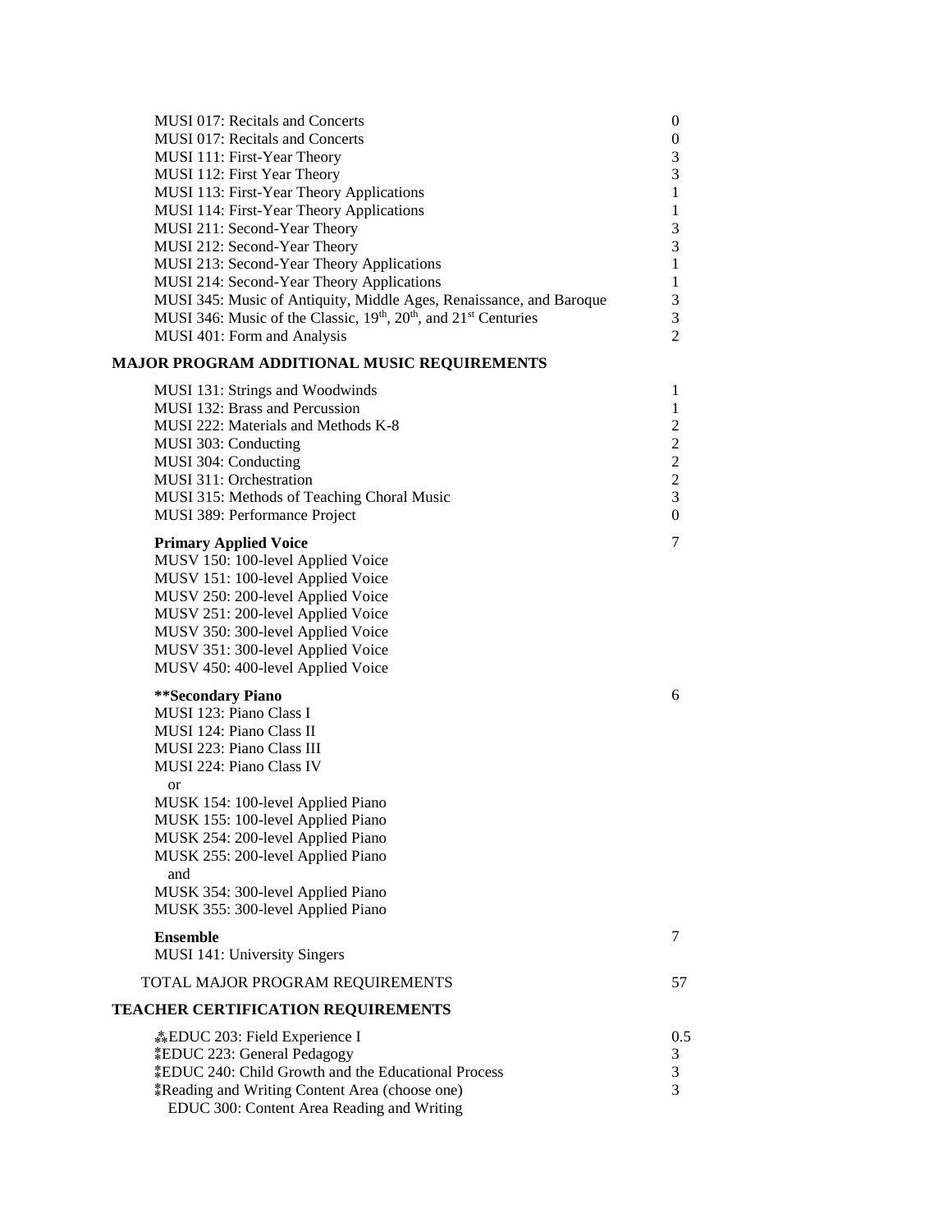| Course | Credits |
|---|---|
| MUSI 017: Recitals and Concerts | 0 |
| MUSI 017: Recitals and Concerts | 0 |
| MUSI 111: First-Year Theory | 3 |
| MUSI 112: First Year Theory | 3 |
| MUSI 113: First-Year Theory Applications | 1 |
| MUSI 114: First-Year Theory Applications | 1 |
| MUSI 211: Second-Year Theory | 3 |
| MUSI 212: Second-Year Theory | 3 |
| MUSI 213: Second-Year Theory Applications | 1 |
| MUSI 214: Second-Year Theory Applications | 1 |
| MUSI 345: Music of Antiquity, Middle Ages, Renaissance, and Baroque | 3 |
| MUSI 346: Music of the Classic, 19th, 20th, and 21st Centuries | 3 |
| MUSI 401: Form and Analysis | 2 |

## MAJOR PROGRAM ADDITIONAL MUSIC REQUIREMENTS

| Course | Credits |
|---|---|
| MUSI 131: Strings and Woodwinds | 1 |
| MUSI 132: Brass and Percussion | 1 |
| MUSI 222: Materials and Methods K-8 | 2 |
| MUSI 303: Conducting | 2 |
| MUSI 304: Conducting | 2 |
| MUSI 311: Orchestration | 2 |
| MUSI 315: Methods of Teaching Choral Music | 3 |
| MUSI 389: Performance Project | 0 |

**Primary Applied Voice** — 7

MUSV 150: 100-level Applied Voice
MUSV 151: 100-level Applied Voice
MUSV 250: 200-level Applied Voice
MUSV 251: 200-level Applied Voice
MUSV 350: 300-level Applied Voice
MUSV 351: 300-level Applied Voice
MUSV 450: 400-level Applied Voice

**\*\*Secondary Piano** — 6

MUSI 123: Piano Class I
MUSI 124: Piano Class II
MUSI 223: Piano Class III
MUSI 224: Piano Class IV
or
MUSK 154: 100-level Applied Piano
MUSK 155: 100-level Applied Piano
MUSK 254: 200-level Applied Piano
MUSK 255: 200-level Applied Piano
and
MUSK 354: 300-level Applied Piano
MUSK 355: 300-level Applied Piano

**Ensemble** — 7

MUSI 141: University Singers

TOTAL MAJOR PROGRAM REQUIREMENTS — 57

## TEACHER CERTIFICATION REQUIREMENTS

| Course | Credits |
|---|---|
| ⁂EDUC 203: Field Experience I | 0.5 |
| ⁑EDUC 223: General Pedagogy | 3 |
| ⁑EDUC 240: Child Growth and the Educational Process | 3 |
| ⁑Reading and Writing Content Area (choose one) | 3 |
| EDUC 300: Content Area Reading and Writing | |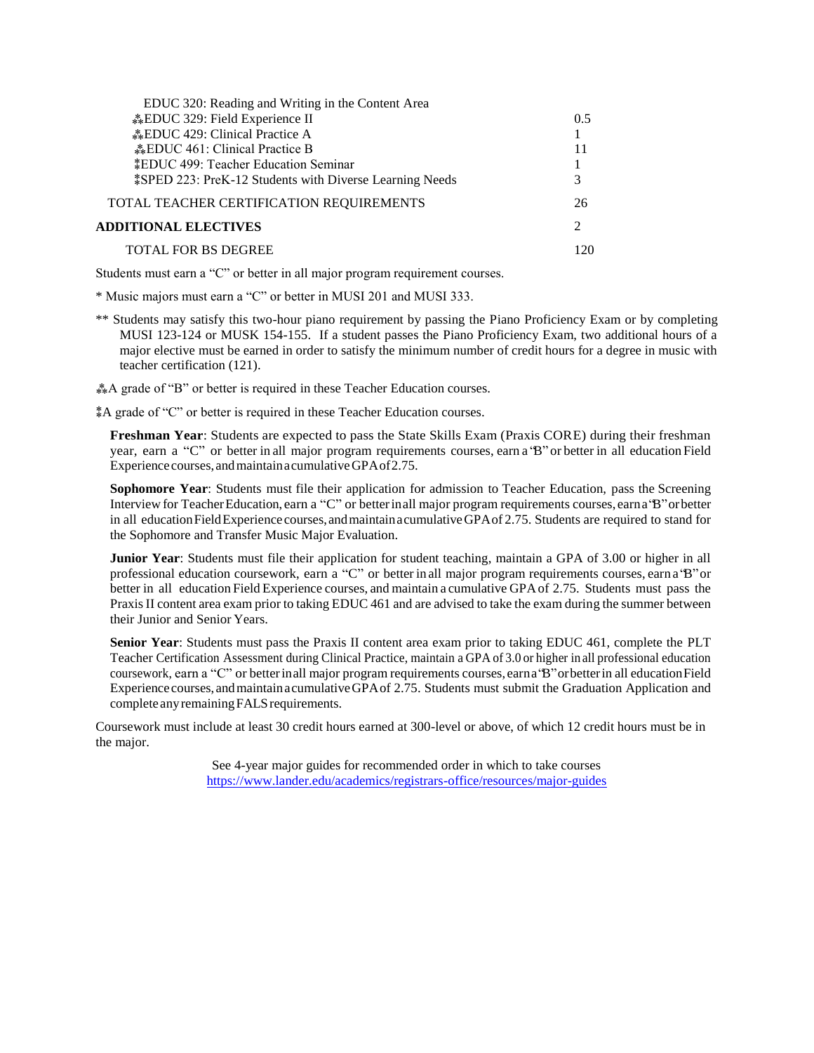| | |
|---|---|
| EDUC 320: Reading and Writing in the Content Area | |
| ⁂EDUC 329: Field Experience II | 0.5 |
| ⁂EDUC 429: Clinical Practice A | 1 |
| ⁂EDUC 461: Clinical Practice B | 11 |
| ⁑EDUC 499: Teacher Education Seminar | 1 |
| ⁑SPED 223: PreK-12 Students with Diverse Learning Needs | 3 |
| TOTAL TEACHER CERTIFICATION REQUIREMENTS | 26 |
| **ADDITIONAL ELECTIVES** | 2 |
| TOTAL FOR BS DEGREE | 120 |

Students must earn a "C" or better in all major program requirement courses.

* Music majors must earn a "C" or better in MUSI 201 and MUSI 333.

** Students may satisfy this two-hour piano requirement by passing the Piano Proficiency Exam or by completing MUSI 123-124 or MUSK 154-155. If a student passes the Piano Proficiency Exam, two additional hours of a major elective must be earned in order to satisfy the minimum number of credit hours for a degree in music with teacher certification (121).

⁂A grade of "B" or better is required in these Teacher Education courses.

⁑A grade of "C" or better is required in these Teacher Education courses.

**Freshman Year**: Students are expected to pass the State Skills Exam (Praxis CORE) during their freshman year, earn a "C" or better in all major program requirements courses, earn a "B" or better in all education Field Experience courses, and maintain a cumulative GPA of 2.75.

**Sophomore Year**: Students must file their application for admission to Teacher Education, pass the Screening Interview for Teacher Education, earn a "C" or better in all major program requirements courses, earn a "B" or better in all education Field Experience courses, and maintain a cumulative GPA of 2.75. Students are required to stand for the Sophomore and Transfer Music Major Evaluation.

**Junior Year**: Students must file their application for student teaching, maintain a GPA of 3.00 or higher in all professional education coursework, earn a "C" or better in all major program requirements courses, earn a "B" or better in all education Field Experience courses, and maintain a cumulative GPA of 2.75. Students must pass the Praxis II content area exam prior to taking EDUC 461 and are advised to take the exam during the summer between their Junior and Senior Years.

**Senior Year**: Students must pass the Praxis II content area exam prior to taking EDUC 461, complete the PLT Teacher Certification Assessment during Clinical Practice, maintain a GPA of 3.0 or higher in all professional education coursework, earn a "C" or better in all major program requirements courses, earn a "B" or better in all education Field Experience courses, and maintain a cumulative GPA of 2.75. Students must submit the Graduation Application and complete any remaining FALS requirements.

Coursework must include at least 30 credit hours earned at 300-level or above, of which 12 credit hours must be in the major.

See 4-year major guides for recommended order in which to take courses
https://www.lander.edu/academics/registrars-office/resources/major-guides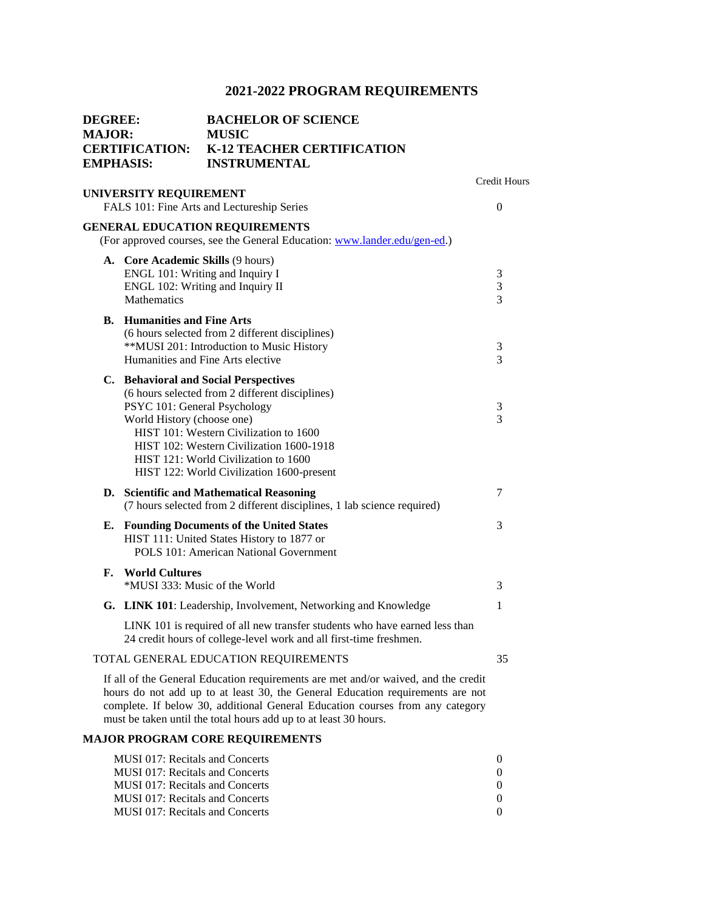# 2021-2022 PROGRAM REQUIREMENTS

**DEGREE:** BACHELOR OF SCIENCE
**MAJOR:** MUSIC
**CERTIFICATION:** K-12 TEACHER CERTIFICATION
**EMPHASIS:** INSTRUMENTAL

| | Credit Hours |
|---|---|
| **UNIVERSITY REQUIREMENT** | |
| FALS 101: Fine Arts and Lectureship Series | 0 |
| **GENERAL EDUCATION REQUIREMENTS** | |
| (For approved courses, see the General Education: www.lander.edu/gen-ed.) | |
| **A. Core Academic Skills** (9 hours) | |
| ENGL 101: Writing and Inquiry I | 3 |
| ENGL 102: Writing and Inquiry II | 3 |
| Mathematics | 3 |
| **B. Humanities and Fine Arts** | |
| (6 hours selected from 2 different disciplines) | |
| **MUSI 201: Introduction to Music History | 3 |
| Humanities and Fine Arts elective | 3 |
| **C. Behavioral and Social Perspectives** | |
| (6 hours selected from 2 different disciplines) | |
| PSYC 101: General Psychology | 3 |
| World History (choose one) | 3 |
| HIST 101: Western Civilization to 1600 | |
| HIST 102: Western Civilization 1600-1918 | |
| HIST 121: World Civilization to 1600 | |
| HIST 122: World Civilization 1600-present | |
| **D. Scientific and Mathematical Reasoning** | 7 |
| (7 hours selected from 2 different disciplines, 1 lab science required) | |
| **E. Founding Documents of the United States** | 3 |
| HIST 111: United States History to 1877 or | |
| POLS 101: American National Government | |
| **F. World Cultures** | |
| *MUSI 333: Music of the World | 3 |
| **G. LINK 101**: Leadership, Involvement, Networking and Knowledge | 1 |
| LINK 101 is required of all new transfer students who have earned less than 24 credit hours of college-level work and all first-time freshmen. | |
| TOTAL GENERAL EDUCATION REQUIREMENTS | 35 |

If all of the General Education requirements are met and/or waived, and the credit hours do not add up to at least 30, the General Education requirements are not complete. If below 30, additional General Education courses from any category must be taken until the total hours add up to at least 30 hours.

## MAJOR PROGRAM CORE REQUIREMENTS

| | |
|---|---|
| MUSI 017: Recitals and Concerts | 0 |
| MUSI 017: Recitals and Concerts | 0 |
| MUSI 017: Recitals and Concerts | 0 |
| MUSI 017: Recitals and Concerts | 0 |
| MUSI 017: Recitals and Concerts | 0 |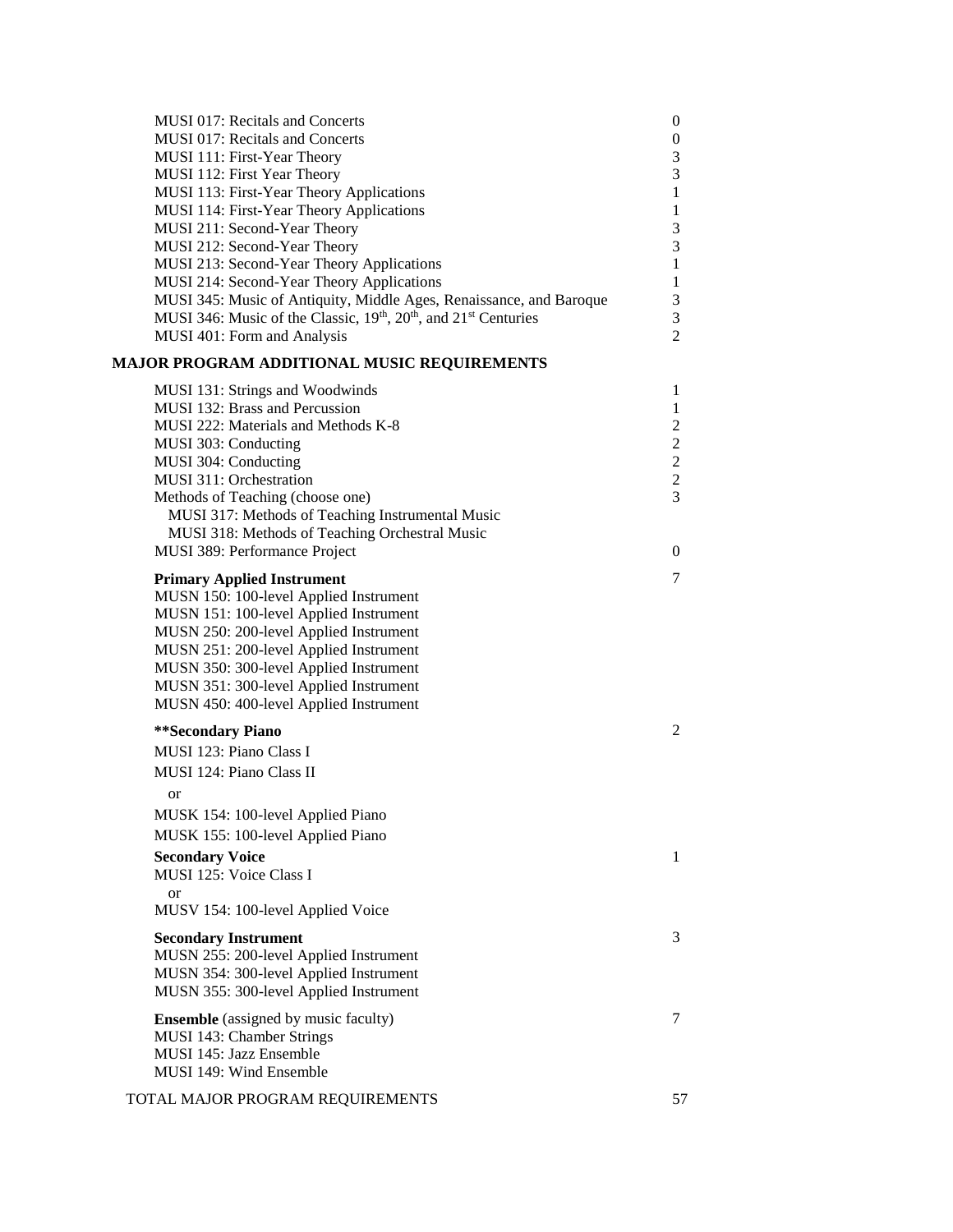| Course | Credits |
|---|---|
| MUSI 017: Recitals and Concerts | 0 |
| MUSI 017: Recitals and Concerts | 0 |
| MUSI 111: First-Year Theory | 3 |
| MUSI 112: First Year Theory | 3 |
| MUSI 113: First-Year Theory Applications | 1 |
| MUSI 114: First-Year Theory Applications | 1 |
| MUSI 211: Second-Year Theory | 3 |
| MUSI 212: Second-Year Theory | 3 |
| MUSI 213: Second-Year Theory Applications | 1 |
| MUSI 214: Second-Year Theory Applications | 1 |
| MUSI 345: Music of Antiquity, Middle Ages, Renaissance, and Baroque | 3 |
| MUSI 346: Music of the Classic, 19th, 20th, and 21st Centuries | 3 |
| MUSI 401: Form and Analysis | 2 |

## MAJOR PROGRAM ADDITIONAL MUSIC REQUIREMENTS

| Course | Credits |
|---|---|
| MUSI 131: Strings and Woodwinds | 1 |
| MUSI 132: Brass and Percussion | 1 |
| MUSI 222: Materials and Methods K-8 | 2 |
| MUSI 303: Conducting | 2 |
| MUSI 304: Conducting | 2 |
| MUSI 311: Orchestration | 2 |
| Methods of Teaching (choose one) | 3 |
| MUSI 317: Methods of Teaching Instrumental Music | |
| MUSI 318: Methods of Teaching Orchestral Music | |
| MUSI 389: Performance Project | 0 |
| **Primary Applied Instrument** | 7 |
| MUSN 150: 100-level Applied Instrument | |
| MUSN 151: 100-level Applied Instrument | |
| MUSN 250: 200-level Applied Instrument | |
| MUSN 251: 200-level Applied Instrument | |
| MUSN 350: 300-level Applied Instrument | |
| MUSN 351: 300-level Applied Instrument | |
| MUSN 450: 400-level Applied Instrument | |
| **\*\*Secondary Piano** | 2 |
| MUSI 123: Piano Class I | |
| MUSI 124: Piano Class II | |
| or | |
| MUSK 154: 100-level Applied Piano | |
| MUSK 155: 100-level Applied Piano | |
| **Secondary Voice** | 1 |
| MUSI 125: Voice Class I | |
| or | |
| MUSV 154: 100-level Applied Voice | |
| **Secondary Instrument** | 3 |
| MUSN 255: 200-level Applied Instrument | |
| MUSN 354: 300-level Applied Instrument | |
| MUSN 355: 300-level Applied Instrument | |
| **Ensemble** (assigned by music faculty) | 7 |
| MUSI 143: Chamber Strings | |
| MUSI 145: Jazz Ensemble | |
| MUSI 149: Wind Ensemble | |
| TOTAL MAJOR PROGRAM REQUIREMENTS | 57 |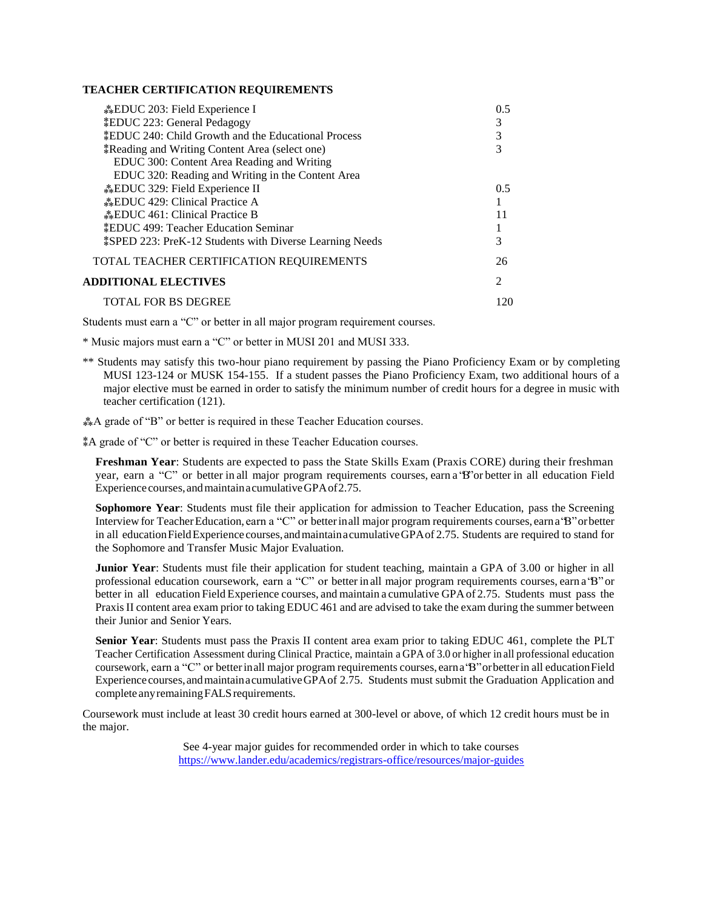**TEACHER CERTIFICATION REQUIREMENTS**

| | |
|---|---|
| ⁂EDUC 203: Field Experience I | 0.5 |
| ⁑EDUC 223: General Pedagogy | 3 |
| ⁑EDUC 240: Child Growth and the Educational Process | 3 |
| ⁑Reading and Writing Content Area (select one) | 3 |
| EDUC 300: Content Area Reading and Writing | |
| EDUC 320: Reading and Writing in the Content Area | |
| ⁂EDUC 329: Field Experience II | 0.5 |
| ⁂EDUC 429: Clinical Practice A | 1 |
| ⁂EDUC 461: Clinical Practice B | 11 |
| ⁑EDUC 499: Teacher Education Seminar | 1 |
| ⁑SPED 223: PreK-12 Students with Diverse Learning Needs | 3 |
| TOTAL TEACHER CERTIFICATION REQUIREMENTS | 26 |
| **ADDITIONAL ELECTIVES** | 2 |
| TOTAL FOR BS DEGREE | 120 |

Students must earn a "C" or better in all major program requirement courses.

* Music majors must earn a "C" or better in MUSI 201 and MUSI 333.

** Students may satisfy this two-hour piano requirement by passing the Piano Proficiency Exam or by completing MUSI 123-124 or MUSK 154-155. If a student passes the Piano Proficiency Exam, two additional hours of a major elective must be earned in order to satisfy the minimum number of credit hours for a degree in music with teacher certification (121).

⁂A grade of "B" or better is required in these Teacher Education courses.

⁑A grade of "C" or better is required in these Teacher Education courses.

**Freshman Year**: Students are expected to pass the State Skills Exam (Praxis CORE) during their freshman year, earn a "C" or better in all major program requirements courses, earn a "B" or better in all education Field Experience courses, and maintain a cumulative GPA of 2.75.

**Sophomore Year**: Students must file their application for admission to Teacher Education, pass the Screening Interview for Teacher Education, earn a "C" or better in all major program requirements courses, earn a "B" or better in all education Field Experience courses, and maintain a cumulative GPA of 2.75. Students are required to stand for the Sophomore and Transfer Music Major Evaluation.

**Junior Year**: Students must file their application for student teaching, maintain a GPA of 3.00 or higher in all professional education coursework, earn a "C" or better in all major program requirements courses, earn a "B" or better in all education Field Experience courses, and maintain a cumulative GPA of 2.75. Students must pass the Praxis II content area exam prior to taking EDUC 461 and are advised to take the exam during the summer between their Junior and Senior Years.

**Senior Year**: Students must pass the Praxis II content area exam prior to taking EDUC 461, complete the PLT Teacher Certification Assessment during Clinical Practice, maintain a GPA of 3.0 or higher in all professional education coursework, earn a "C" or better in all major program requirements courses, earn a "B" or better in all education Field Experience courses, and maintain a cumulative GPA of 2.75. Students must submit the Graduation Application and complete any remaining FALS requirements.

Coursework must include at least 30 credit hours earned at 300-level or above, of which 12 credit hours must be in the major.

See 4-year major guides for recommended order in which to take courses
https://www.lander.edu/academics/registrars-office/resources/major-guides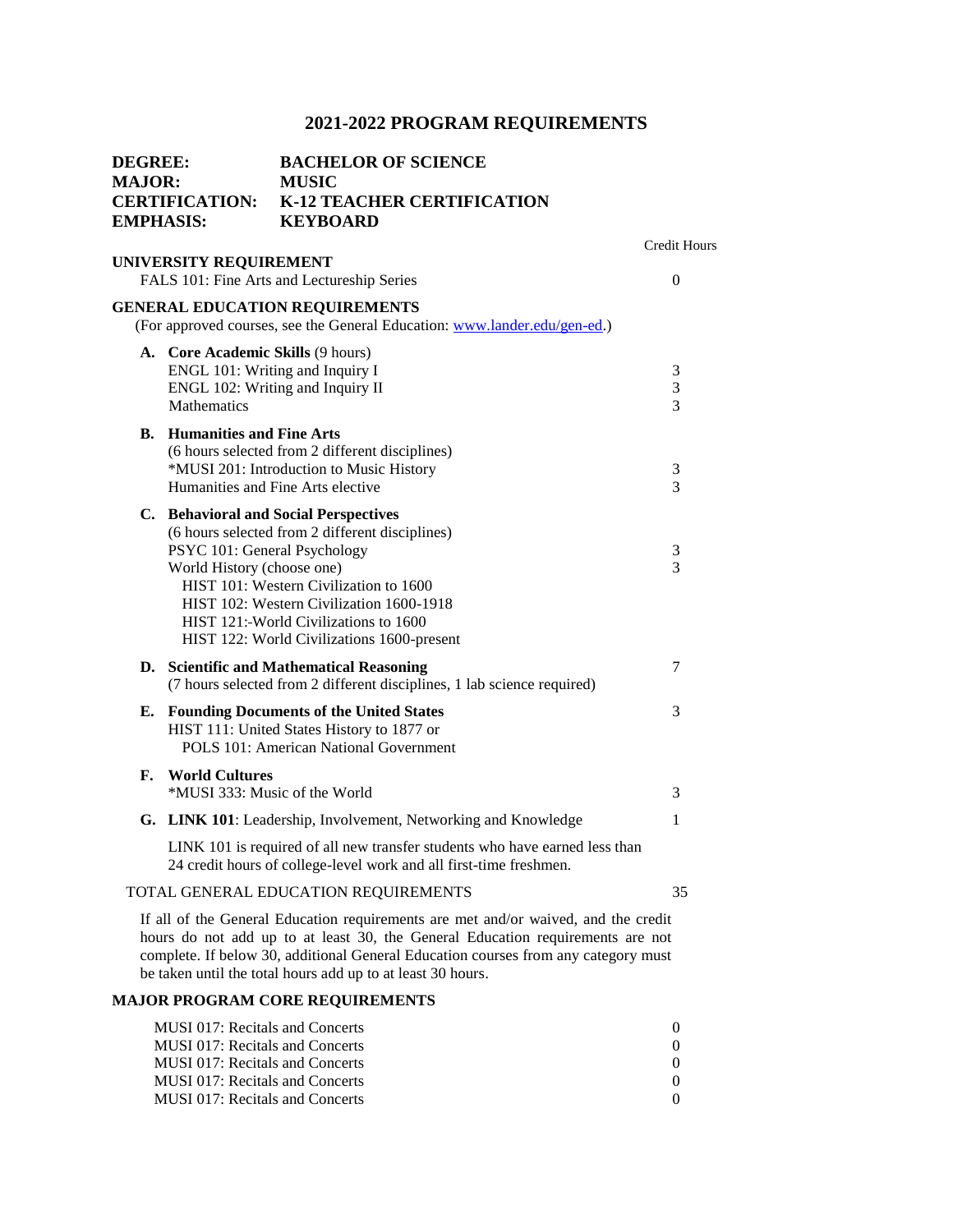# 2021-2022 PROGRAM REQUIREMENTS

**DEGREE:** BACHELOR OF SCIENCE
**MAJOR:** MUSIC
**CERTIFICATION:** K-12 TEACHER CERTIFICATION
**EMPHASIS:** KEYBOARD

| | Credit Hours |
|---|---|
| **UNIVERSITY REQUIREMENT** | |
| FALS 101: Fine Arts and Lectureship Series | 0 |
| **GENERAL EDUCATION REQUIREMENTS** | |
| (For approved courses, see the General Education: www.lander.edu/gen-ed.) | |
| **A. Core Academic Skills** (9 hours) | |
| ENGL 101: Writing and Inquiry I | 3 |
| ENGL 102: Writing and Inquiry II | 3 |
| Mathematics | 3 |
| **B. Humanities and Fine Arts** | |
| (6 hours selected from 2 different disciplines) | |
| *MUSI 201: Introduction to Music History | 3 |
| Humanities and Fine Arts elective | 3 |
| **C. Behavioral and Social Perspectives** | |
| (6 hours selected from 2 different disciplines) | |
| PSYC 101: General Psychology | 3 |
| World History (choose one) | 3 |
| HIST 101: Western Civilization to 1600 | |
| HIST 102: Western Civilization 1600-1918 | |
| HIST 121:-World Civilizations to 1600 | |
| HIST 122: World Civilizations 1600-present | |
| **D. Scientific and Mathematical Reasoning** | 7 |
| (7 hours selected from 2 different disciplines, 1 lab science required) | |
| **E. Founding Documents of the United States** | 3 |
| HIST 111: United States History to 1877 or | |
| POLS 101: American National Government | |
| **F. World Cultures** | |
| *MUSI 333: Music of the World | 3 |
| **G. LINK 101**: Leadership, Involvement, Networking and Knowledge | 1 |
| LINK 101 is required of all new transfer students who have earned less than 24 credit hours of college-level work and all first-time freshmen. | |
| TOTAL GENERAL EDUCATION REQUIREMENTS | 35 |

If all of the General Education requirements are met and/or waived, and the credit hours do not add up to at least 30, the General Education requirements are not complete. If below 30, additional General Education courses from any category must be taken until the total hours add up to at least 30 hours.

**MAJOR PROGRAM CORE REQUIREMENTS**

| | |
|---|---|
| MUSI 017: Recitals and Concerts | 0 |
| MUSI 017: Recitals and Concerts | 0 |
| MUSI 017: Recitals and Concerts | 0 |
| MUSI 017: Recitals and Concerts | 0 |
| MUSI 017: Recitals and Concerts | 0 |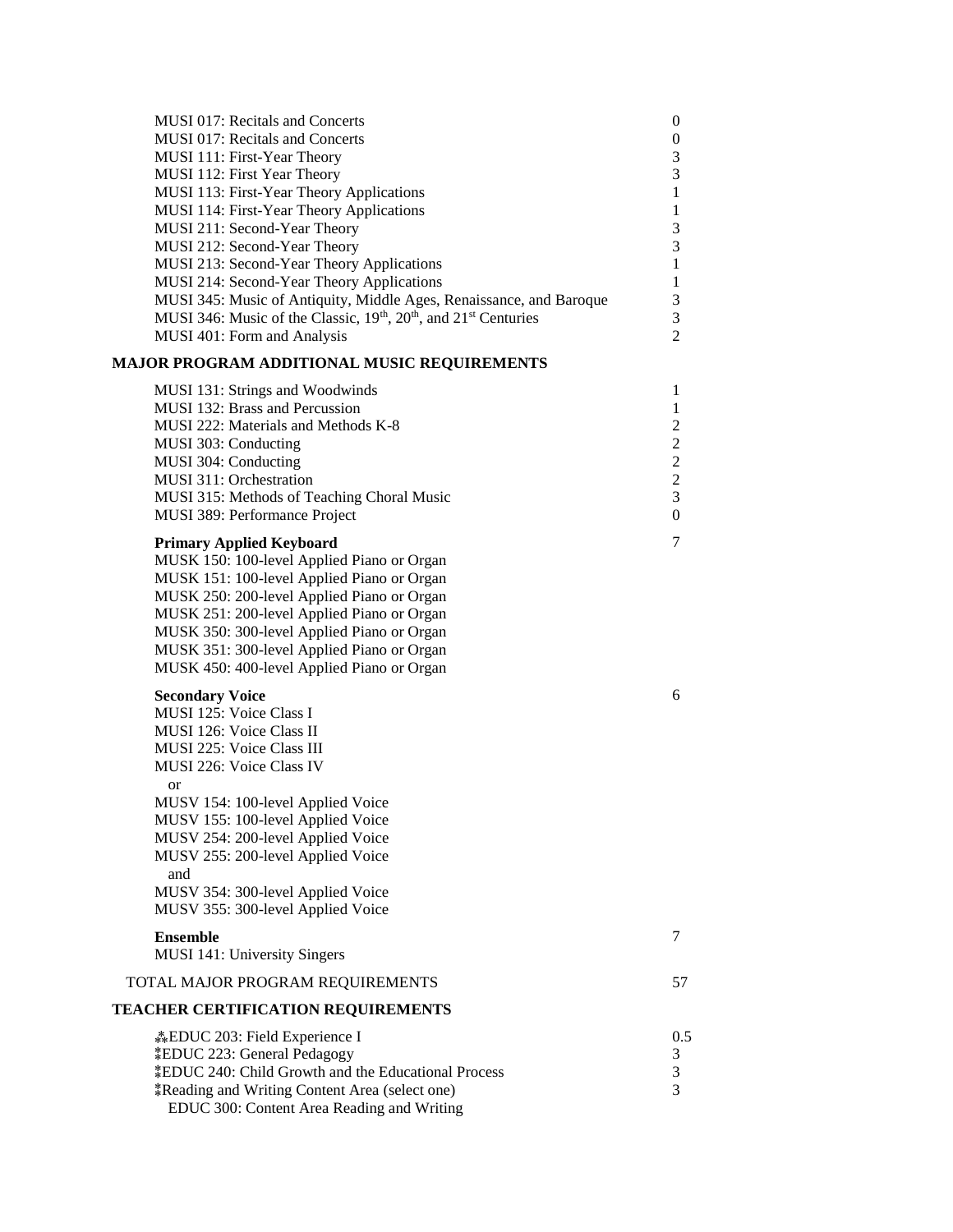| Course | Credits |
|---|---|
| MUSI 017: Recitals and Concerts | 0 |
| MUSI 017: Recitals and Concerts | 0 |
| MUSI 111: First-Year Theory | 3 |
| MUSI 112: First Year Theory | 3 |
| MUSI 113: First-Year Theory Applications | 1 |
| MUSI 114: First-Year Theory Applications | 1 |
| MUSI 211: Second-Year Theory | 3 |
| MUSI 212: Second-Year Theory | 3 |
| MUSI 213: Second-Year Theory Applications | 1 |
| MUSI 214: Second-Year Theory Applications | 1 |
| MUSI 345: Music of Antiquity, Middle Ages, Renaissance, and Baroque | 3 |
| MUSI 346: Music of the Classic, 19th, 20th, and 21st Centuries | 3 |
| MUSI 401: Form and Analysis | 2 |

**MAJOR PROGRAM ADDITIONAL MUSIC REQUIREMENTS**

| Course | Credits |
|---|---|
| MUSI 131: Strings and Woodwinds | 1 |
| MUSI 132: Brass and Percussion | 1 |
| MUSI 222: Materials and Methods K-8 | 2 |
| MUSI 303: Conducting | 2 |
| MUSI 304: Conducting | 2 |
| MUSI 311: Orchestration | 2 |
| MUSI 315: Methods of Teaching Choral Music | 3 |
| MUSI 389: Performance Project | 0 |

**Primary Applied Keyboard** — 7

MUSK 150: 100-level Applied Piano or Organ
MUSK 151: 100-level Applied Piano or Organ
MUSK 250: 200-level Applied Piano or Organ
MUSK 251: 200-level Applied Piano or Organ
MUSK 350: 300-level Applied Piano or Organ
MUSK 351: 300-level Applied Piano or Organ
MUSK 450: 400-level Applied Piano or Organ

**Secondary Voice** — 6

MUSI 125: Voice Class I
MUSI 126: Voice Class II
MUSI 225: Voice Class III
MUSI 226: Voice Class IV
or
MUSV 154: 100-level Applied Voice
MUSV 155: 100-level Applied Voice
MUSV 254: 200-level Applied Voice
MUSV 255: 200-level Applied Voice
and
MUSV 354: 300-level Applied Voice
MUSV 355: 300-level Applied Voice

**Ensemble** — 7

MUSI 141: University Singers

TOTAL MAJOR PROGRAM REQUIREMENTS — 57

**TEACHER CERTIFICATION REQUIREMENTS**

| Course | Credits |
|---|---|
| ⁂EDUC 203: Field Experience I | 0.5 |
| ⁑EDUC 223: General Pedagogy | 3 |
| ⁑EDUC 240: Child Growth and the Educational Process | 3 |
| ⁑Reading and Writing Content Area (select one) | 3 |
| EDUC 300: Content Area Reading and Writing | |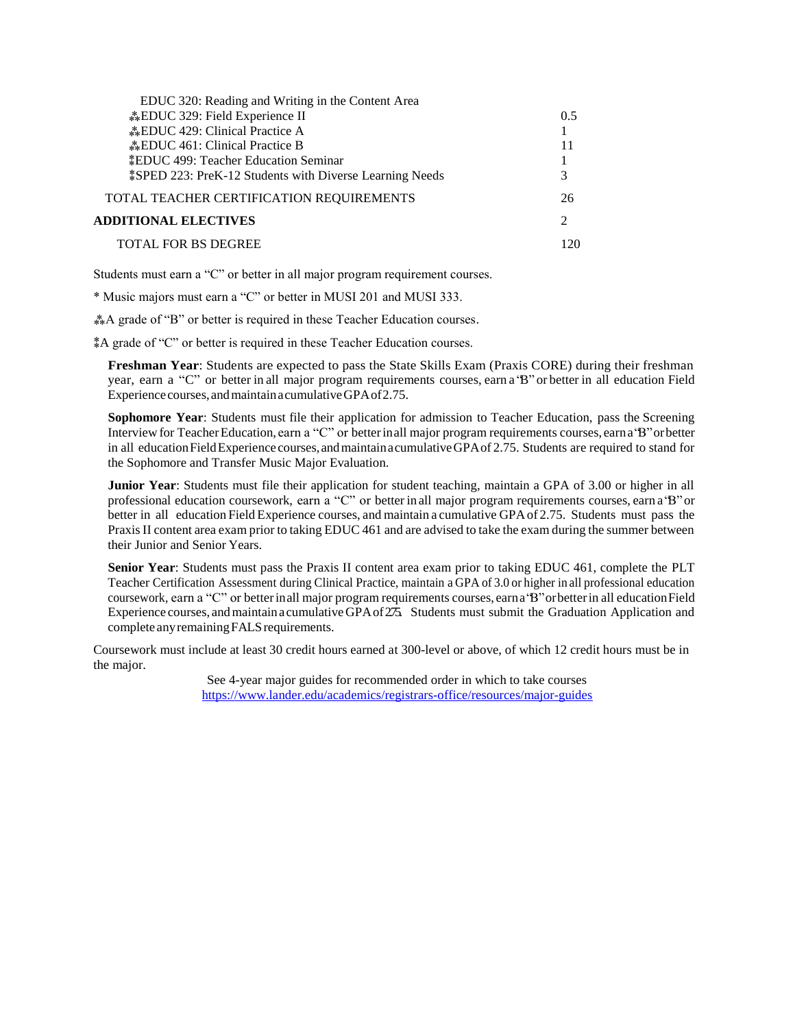| | |
|---|---|
| EDUC 320: Reading and Writing in the Content Area | |
| ⁂EDUC 329: Field Experience II | 0.5 |
| ⁂EDUC 429: Clinical Practice A | 1 |
| ⁂EDUC 461: Clinical Practice B | 11 |
| ⁑EDUC 499: Teacher Education Seminar | 1 |
| ⁑SPED 223: PreK-12 Students with Diverse Learning Needs | 3 |
| TOTAL TEACHER CERTIFICATION REQUIREMENTS | 26 |
| **ADDITIONAL ELECTIVES** | 2 |
| TOTAL FOR BS DEGREE | 120 |

Students must earn a "C" or better in all major program requirement courses.

* Music majors must earn a "C" or better in MUSI 201 and MUSI 333.

⁂A grade of "B" or better is required in these Teacher Education courses.

⁑A grade of "C" or better is required in these Teacher Education courses.

**Freshman Year**: Students are expected to pass the State Skills Exam (Praxis CORE) during their freshman year, earn a "C" or better in all major program requirements courses, earn a "B" or better in all education Field Experience courses, and maintain a cumulative GPA of 2.75.

**Sophomore Year**: Students must file their application for admission to Teacher Education, pass the Screening Interview for Teacher Education, earn a "C" or better in all major program requirements courses, earn a "B" or better in all education Field Experience courses, and maintain a cumulative GPA of 2.75. Students are required to stand for the Sophomore and Transfer Music Major Evaluation.

**Junior Year**: Students must file their application for student teaching, maintain a GPA of 3.00 or higher in all professional education coursework, earn a "C" or better in all major program requirements courses, earn a "B" or better in all education Field Experience courses, and maintain a cumulative GPA of 2.75. Students must pass the Praxis II content area exam prior to taking EDUC 461 and are advised to take the exam during the summer between their Junior and Senior Years.

**Senior Year**: Students must pass the Praxis II content area exam prior to taking EDUC 461, complete the PLT Teacher Certification Assessment during Clinical Practice, maintain a GPA of 3.0 or higher in all professional education coursework, earn a "C" or better in all major program requirements courses, earn a "B" or better in all education Field Experience courses, and maintain a cumulative GPA of 2.75. Students must submit the Graduation Application and complete any remaining FALS requirements.

Coursework must include at least 30 credit hours earned at 300-level or above, of which 12 credit hours must be in the major.

See 4-year major guides for recommended order in which to take courses
https://www.lander.edu/academics/registrars-office/resources/major-guides